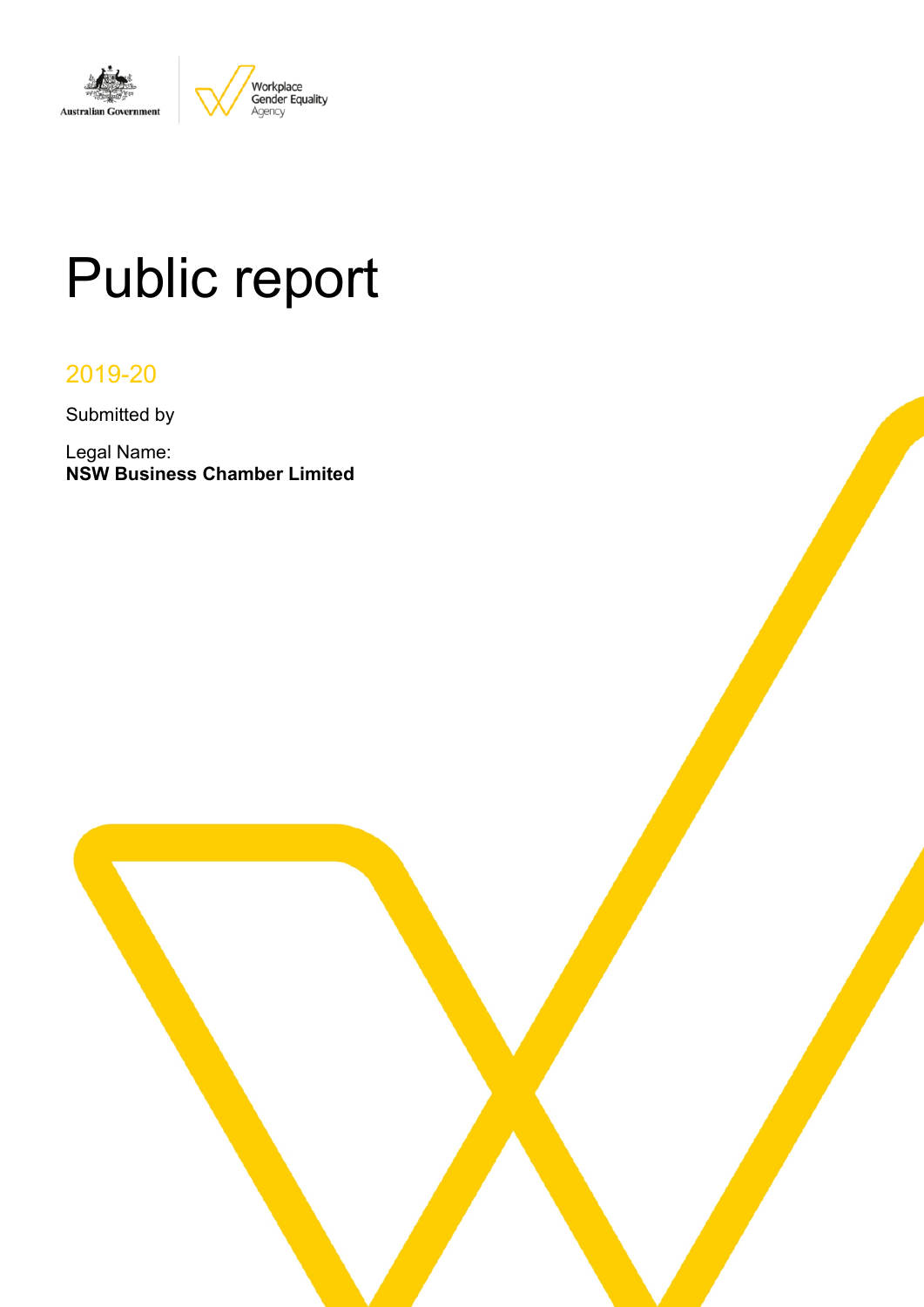Australian Government | Workplace Gender Equality Agency

# Public report

2019-20

Submitted by

Legal Name:
**NSW Business Chamber Limited**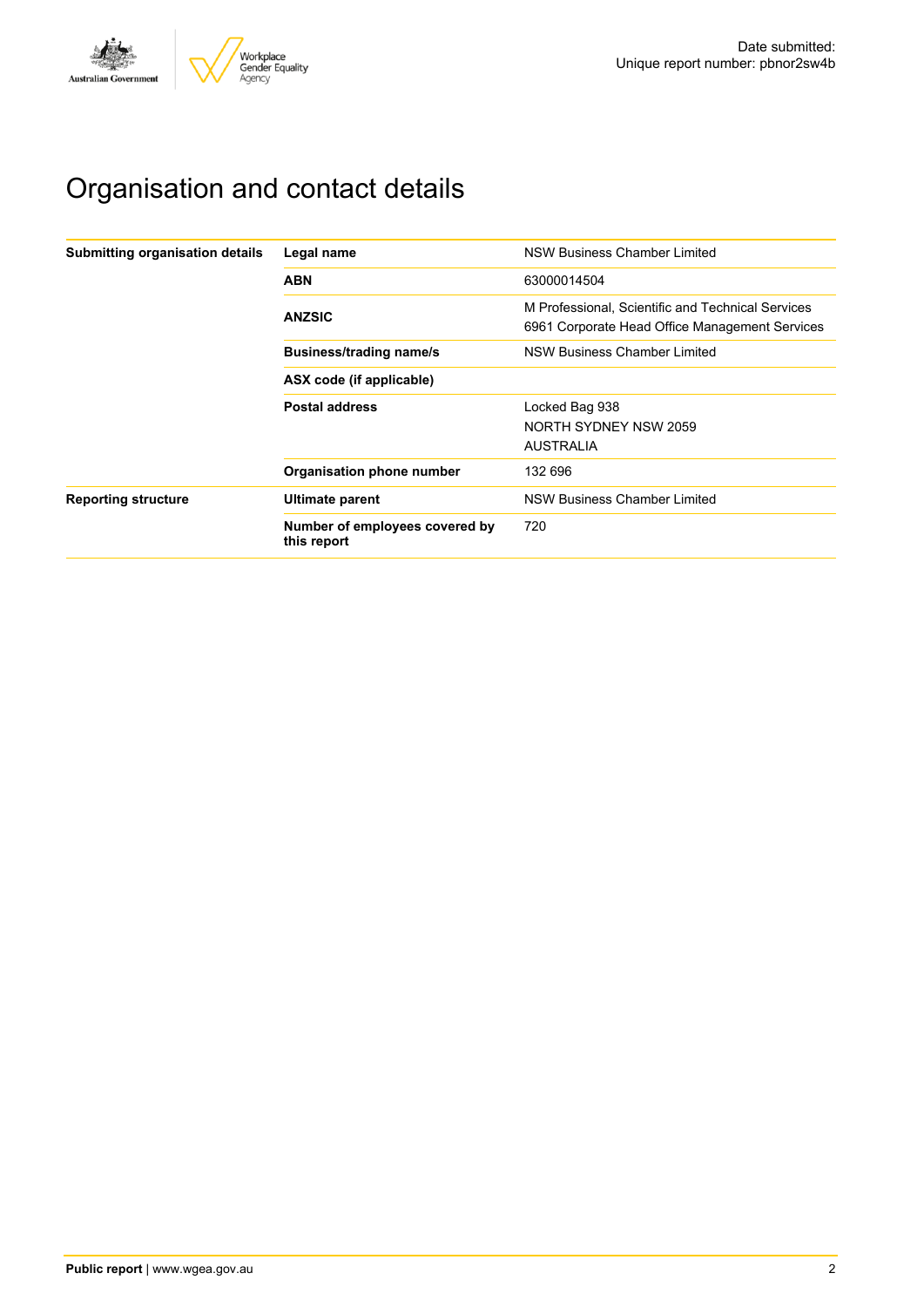# Organisation and contact details

| | | |
|---|---|---|
| **Submitting organisation details** | **Legal name** | NSW Business Chamber Limited |
| | **ABN** | 63000014504 |
| | **ANZSIC** | M Professional, Scientific and Technical Services<br>6961 Corporate Head Office Management Services |
| | **Business/trading name/s** | NSW Business Chamber Limited |
| | **ASX code (if applicable)** | |
| | **Postal address** | Locked Bag 938<br>NORTH SYDNEY NSW 2059<br>AUSTRALIA |
| | **Organisation phone number** | 132 696 |
| **Reporting structure** | **Ultimate parent** | NSW Business Chamber Limited |
| | **Number of employees covered by this report** | 720 |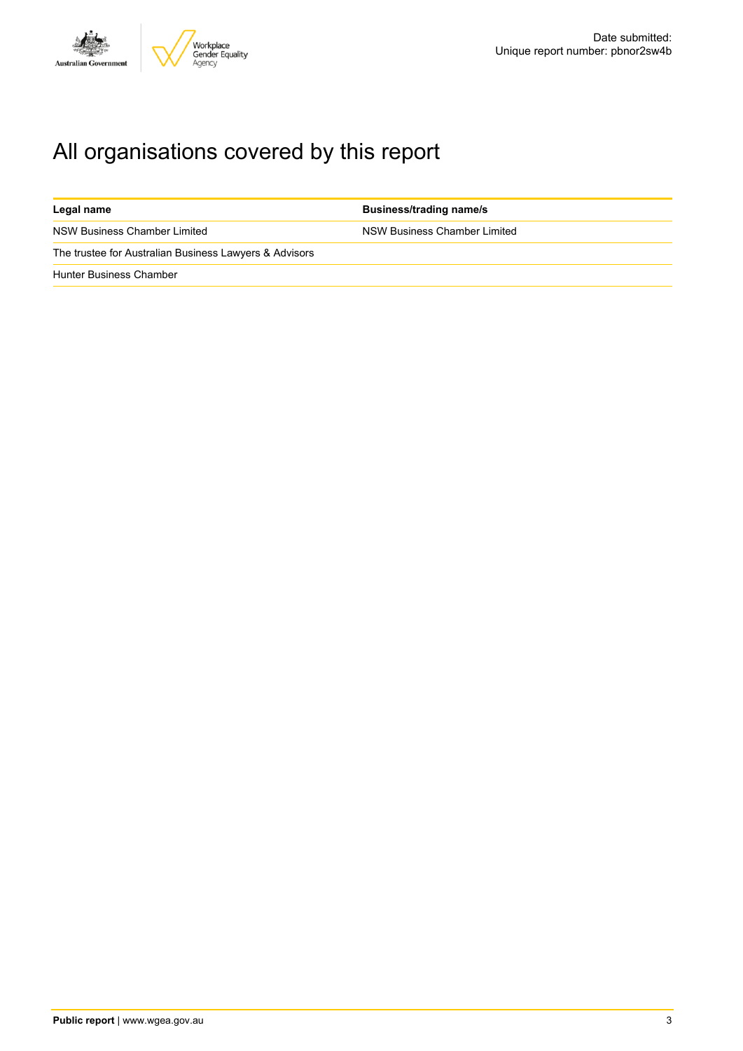# All organisations covered by this report

| Legal name | Business/trading name/s |
|---|---|
| NSW Business Chamber Limited | NSW Business Chamber Limited |
| The trustee for Australian Business Lawyers & Advisors | |
| Hunter Business Chamber | |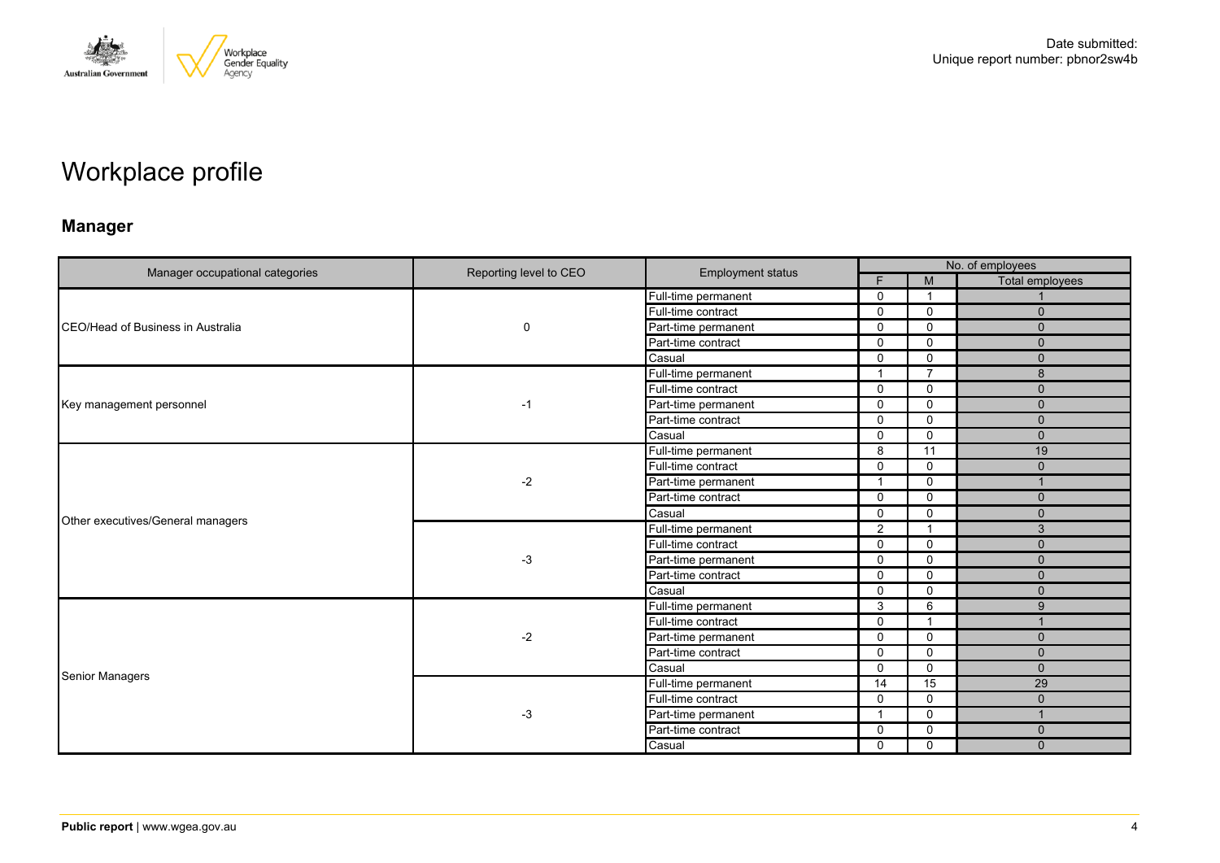# Workplace profile

## Manager

| Manager occupational categories | Reporting level to CEO | Employment status | No. of employees | | |
|---|---|---|---|---|---|
| | | | F | M | Total employees |
| CEO/Head of Business in Australia | 0 | Full-time permanent | 0 | 1 | 1 |
| | | Full-time contract | 0 | 0 | 0 |
| | | Part-time permanent | 0 | 0 | 0 |
| | | Part-time contract | 0 | 0 | 0 |
| | | Casual | 0 | 0 | 0 |
| Key management personnel | -1 | Full-time permanent | 1 | 7 | 8 |
| | | Full-time contract | 0 | 0 | 0 |
| | | Part-time permanent | 0 | 0 | 0 |
| | | Part-time contract | 0 | 0 | 0 |
| | | Casual | 0 | 0 | 0 |
| Other executives/General managers | -2 | Full-time permanent | 8 | 11 | 19 |
| | | Full-time contract | 0 | 0 | 0 |
| | | Part-time permanent | 1 | 0 | 1 |
| | | Part-time contract | 0 | 0 | 0 |
| | | Casual | 0 | 0 | 0 |
| | -3 | Full-time permanent | 2 | 1 | 3 |
| | | Full-time contract | 0 | 0 | 0 |
| | | Part-time permanent | 0 | 0 | 0 |
| | | Part-time contract | 0 | 0 | 0 |
| | | Casual | 0 | 0 | 0 |
| Senior Managers | -2 | Full-time permanent | 3 | 6 | 9 |
| | | Full-time contract | 0 | 1 | 1 |
| | | Part-time permanent | 0 | 0 | 0 |
| | | Part-time contract | 0 | 0 | 0 |
| | | Casual | 0 | 0 | 0 |
| | -3 | Full-time permanent | 14 | 15 | 29 |
| | | Full-time contract | 0 | 0 | 0 |
| | | Part-time permanent | 1 | 0 | 1 |
| | | Part-time contract | 0 | 0 | 0 |
| | | Casual | 0 | 0 | 0 |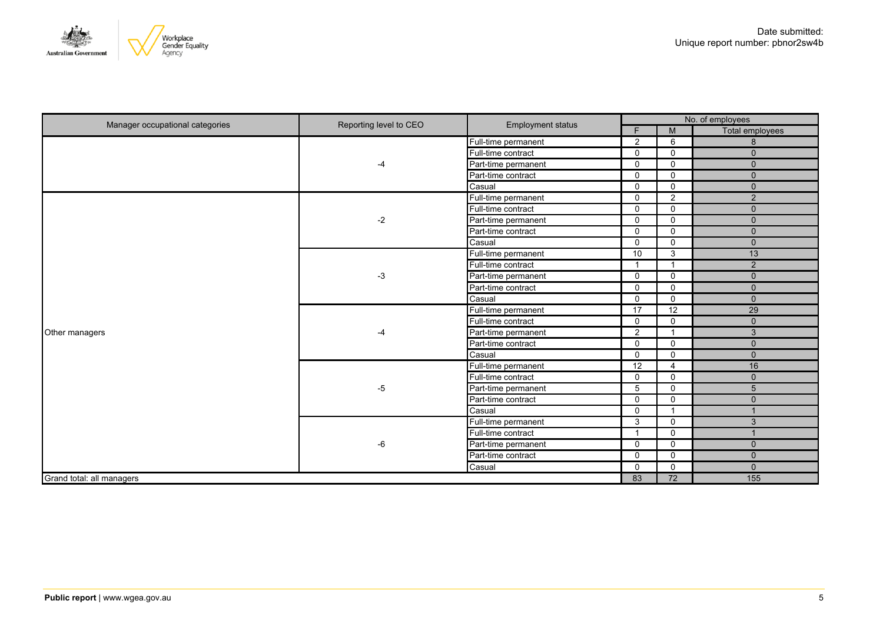Date submitted:
Unique report number: pbnor2sw4b

| Manager occupational categories | Reporting level to CEO | Employment status | No. of employees | | |
|---|---|---|---|---|---|
| | | | F | M | Total employees |
| | -4 | Full-time permanent | 2 | 6 | 8 |
| | | Full-time contract | 0 | 0 | 0 |
| | | Part-time permanent | 0 | 0 | 0 |
| | | Part-time contract | 0 | 0 | 0 |
| | | Casual | 0 | 0 | 0 |
| Other managers | -2 | Full-time permanent | 0 | 2 | 2 |
| | | Full-time contract | 0 | 0 | 0 |
| | | Part-time permanent | 0 | 0 | 0 |
| | | Part-time contract | 0 | 0 | 0 |
| | | Casual | 0 | 0 | 0 |
| | -3 | Full-time permanent | 10 | 3 | 13 |
| | | Full-time contract | 1 | 1 | 2 |
| | | Part-time permanent | 0 | 0 | 0 |
| | | Part-time contract | 0 | 0 | 0 |
| | | Casual | 0 | 0 | 0 |
| | -4 | Full-time permanent | 17 | 12 | 29 |
| | | Full-time contract | 0 | 0 | 0 |
| | | Part-time permanent | 2 | 1 | 3 |
| | | Part-time contract | 0 | 0 | 0 |
| | | Casual | 0 | 0 | 0 |
| | -5 | Full-time permanent | 12 | 4 | 16 |
| | | Full-time contract | 0 | 0 | 0 |
| | | Part-time permanent | 5 | 0 | 5 |
| | | Part-time contract | 0 | 0 | 0 |
| | | Casual | 0 | 1 | 1 |
| | -6 | Full-time permanent | 3 | 0 | 3 |
| | | Full-time contract | 1 | 0 | 1 |
| | | Part-time permanent | 0 | 0 | 0 |
| | | Part-time contract | 0 | 0 | 0 |
| | | Casual | 0 | 0 | 0 |
| Grand total: all managers | | | 83 | 72 | 155 |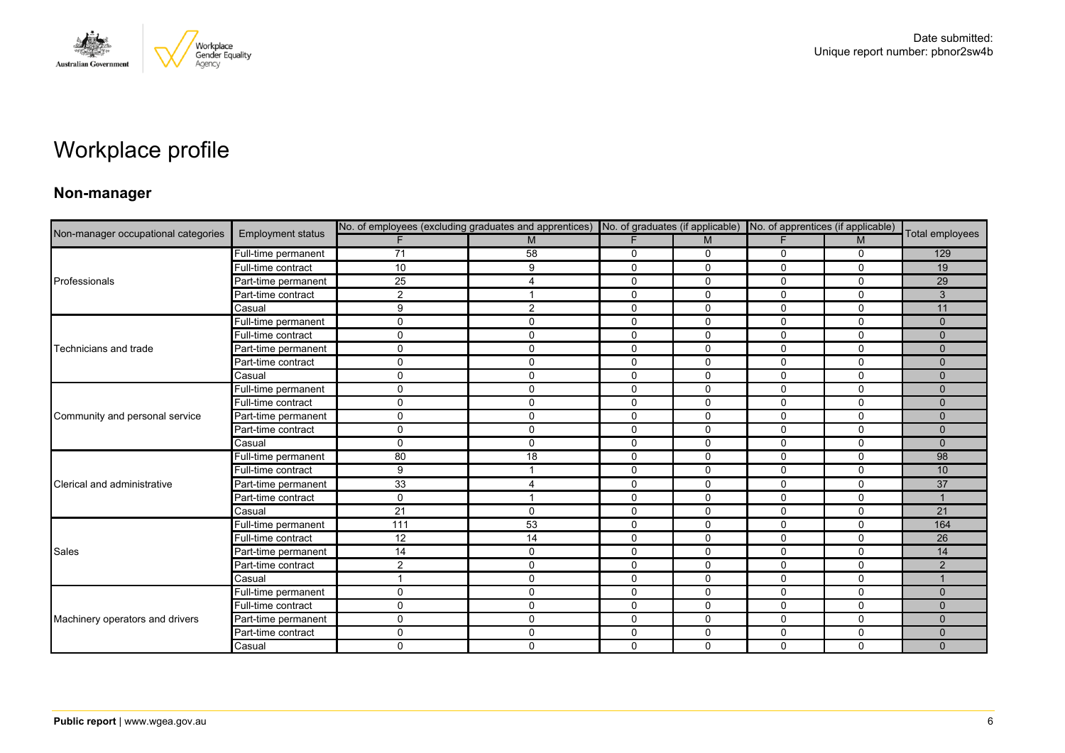# Workplace profile

## Non-manager

| Non-manager occupational categories | Employment status | No. of employees (excluding graduates and apprentices) | | No. of graduates (if applicable) | | No. of apprentices (if applicable) | | Total employees |
|---|---|---|---|---|---|---|---|---|
| | | F | M | F | M | F | M | |
| Professionals | Full-time permanent | 71 | 58 | 0 | 0 | 0 | 0 | 129 |
| | Full-time contract | 10 | 9 | 0 | 0 | 0 | 0 | 19 |
| | Part-time permanent | 25 | 4 | 0 | 0 | 0 | 0 | 29 |
| | Part-time contract | 2 | 1 | 0 | 0 | 0 | 0 | 3 |
| | Casual | 9 | 2 | 0 | 0 | 0 | 0 | 11 |
| Technicians and trade | Full-time permanent | 0 | 0 | 0 | 0 | 0 | 0 | 0 |
| | Full-time contract | 0 | 0 | 0 | 0 | 0 | 0 | 0 |
| | Part-time permanent | 0 | 0 | 0 | 0 | 0 | 0 | 0 |
| | Part-time contract | 0 | 0 | 0 | 0 | 0 | 0 | 0 |
| | Casual | 0 | 0 | 0 | 0 | 0 | 0 | 0 |
| Community and personal service | Full-time permanent | 0 | 0 | 0 | 0 | 0 | 0 | 0 |
| | Full-time contract | 0 | 0 | 0 | 0 | 0 | 0 | 0 |
| | Part-time permanent | 0 | 0 | 0 | 0 | 0 | 0 | 0 |
| | Part-time contract | 0 | 0 | 0 | 0 | 0 | 0 | 0 |
| | Casual | 0 | 0 | 0 | 0 | 0 | 0 | 0 |
| Clerical and administrative | Full-time permanent | 80 | 18 | 0 | 0 | 0 | 0 | 98 |
| | Full-time contract | 9 | 1 | 0 | 0 | 0 | 0 | 10 |
| | Part-time permanent | 33 | 4 | 0 | 0 | 0 | 0 | 37 |
| | Part-time contract | 0 | 1 | 0 | 0 | 0 | 0 | 1 |
| | Casual | 21 | 0 | 0 | 0 | 0 | 0 | 21 |
| Sales | Full-time permanent | 111 | 53 | 0 | 0 | 0 | 0 | 164 |
| | Full-time contract | 12 | 14 | 0 | 0 | 0 | 0 | 26 |
| | Part-time permanent | 14 | 0 | 0 | 0 | 0 | 0 | 14 |
| | Part-time contract | 2 | 0 | 0 | 0 | 0 | 0 | 2 |
| | Casual | 1 | 0 | 0 | 0 | 0 | 0 | 1 |
| Machinery operators and drivers | Full-time permanent | 0 | 0 | 0 | 0 | 0 | 0 | 0 |
| | Full-time contract | 0 | 0 | 0 | 0 | 0 | 0 | 0 |
| | Part-time permanent | 0 | 0 | 0 | 0 | 0 | 0 | 0 |
| | Part-time contract | 0 | 0 | 0 | 0 | 0 | 0 | 0 |
| | Casual | 0 | 0 | 0 | 0 | 0 | 0 | 0 |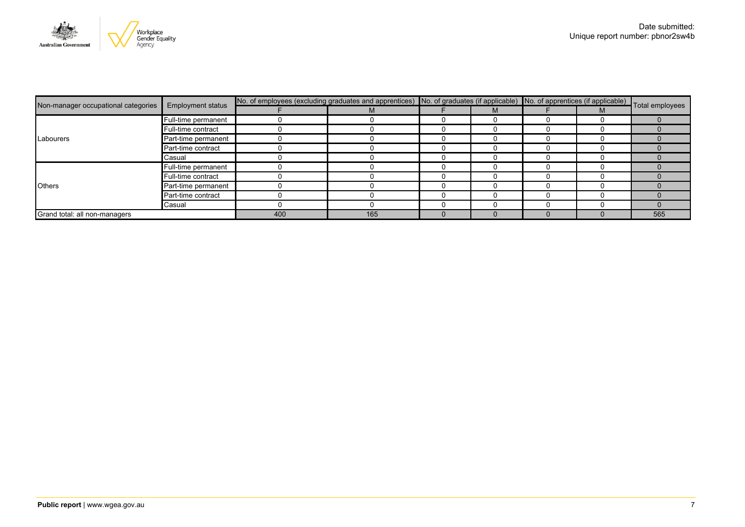Date submitted:
Unique report number: pbnor2sw4b

| Non-manager occupational categories | Employment status | No. of employees (excluding graduates and apprentices) | | No. of graduates (if applicable) | | No. of apprentices (if applicable) | | Total employees |
|---|---|---|---|---|---|---|---|---|
| | | F | M | F | M | F | M | |
| Labourers | Full-time permanent | 0 | 0 | 0 | 0 | 0 | 0 | 0 |
| | Full-time contract | 0 | 0 | 0 | 0 | 0 | 0 | 0 |
| | Part-time permanent | 0 | 0 | 0 | 0 | 0 | 0 | 0 |
| | Part-time contract | 0 | 0 | 0 | 0 | 0 | 0 | 0 |
| | Casual | 0 | 0 | 0 | 0 | 0 | 0 | 0 |
| Others | Full-time permanent | 0 | 0 | 0 | 0 | 0 | 0 | 0 |
| | Full-time contract | 0 | 0 | 0 | 0 | 0 | 0 | 0 |
| | Part-time permanent | 0 | 0 | 0 | 0 | 0 | 0 | 0 |
| | Part-time contract | 0 | 0 | 0 | 0 | 0 | 0 | 0 |
| | Casual | 0 | 0 | 0 | 0 | 0 | 0 | 0 |
| Grand total: all non-managers | | 400 | 165 | 0 | 0 | 0 | 0 | 565 |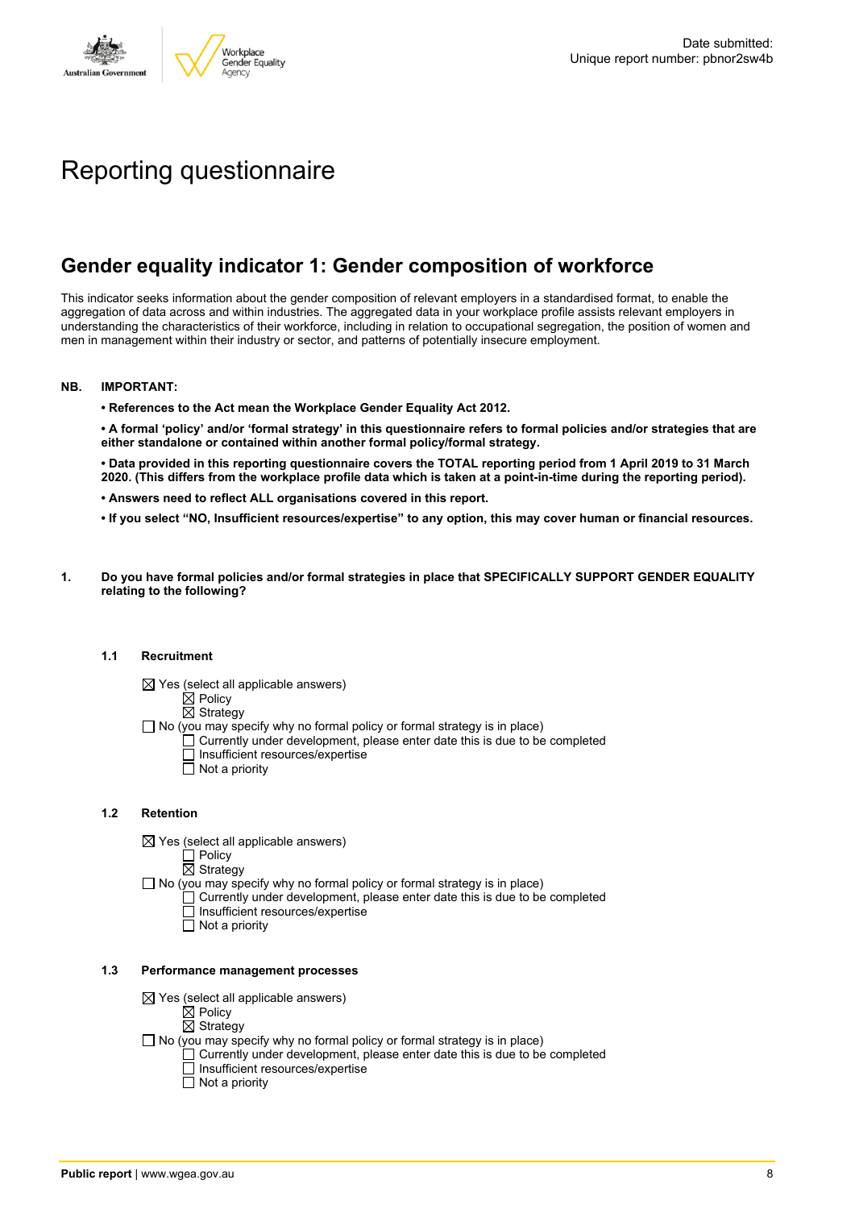Date submitted:
Unique report number: pbnor2sw4b

# Reporting questionnaire

## Gender equality indicator 1: Gender composition of workforce

This indicator seeks information about the gender composition of relevant employers in a standardised format, to enable the aggregation of data across and within industries. The aggregated data in your workplace profile assists relevant employers in understanding the characteristics of their workforce, including in relation to occupational segregation, the position of women and men in management within their industry or sector, and patterns of potentially insecure employment.

**NB. IMPORTANT:**

**• References to the Act mean the Workplace Gender Equality Act 2012.**

**• A formal 'policy' and/or 'formal strategy' in this questionnaire refers to formal policies and/or strategies that are either standalone or contained within another formal policy/formal strategy.**

**• Data provided in this reporting questionnaire covers the TOTAL reporting period from 1 April 2019 to 31 March 2020. (This differs from the workplace profile data which is taken at a point-in-time during the reporting period).**

**• Answers need to reflect ALL organisations covered in this report.**

**• If you select "NO, Insufficient resources/expertise" to any option, this may cover human or financial resources.**

**1. Do you have formal policies and/or formal strategies in place that SPECIFICALLY SUPPORT GENDER EQUALITY relating to the following?**

**1.1 Recruitment**

- ☒ Yes (select all applicable answers)
  - ☒ Policy
  - ☒ Strategy
- ☐ No (you may specify why no formal policy or formal strategy is in place)
  - ☐ Currently under development, please enter date this is due to be completed
  - ☐ Insufficient resources/expertise
  - ☐ Not a priority

**1.2 Retention**

- ☒ Yes (select all applicable answers)
  - ☐ Policy
  - ☒ Strategy
- ☐ No (you may specify why no formal policy or formal strategy is in place)
  - ☐ Currently under development, please enter date this is due to be completed
  - ☐ Insufficient resources/expertise
  - ☐ Not a priority

**1.3 Performance management processes**

- ☒ Yes (select all applicable answers)
  - ☒ Policy
  - ☒ Strategy
- ☐ No (you may specify why no formal policy or formal strategy is in place)
  - ☐ Currently under development, please enter date this is due to be completed
  - ☐ Insufficient resources/expertise
  - ☐ Not a priority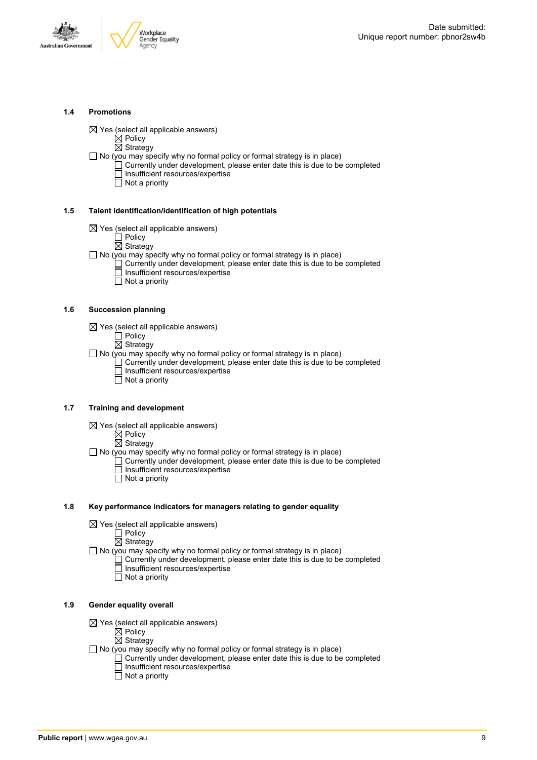### 1.4 Promotions

☒ Yes (select all applicable answers)
- ☒ Policy
- ☒ Strategy

☐ No (you may specify why no formal policy or formal strategy is in place)
- ☐ Currently under development, please enter date this is due to be completed
- ☐ Insufficient resources/expertise
- ☐ Not a priority

### 1.5 Talent identification/identification of high potentials

☒ Yes (select all applicable answers)
- ☐ Policy
- ☒ Strategy

☐ No (you may specify why no formal policy or formal strategy is in place)
- ☐ Currently under development, please enter date this is due to be completed
- ☐ Insufficient resources/expertise
- ☐ Not a priority

### 1.6 Succession planning

☒ Yes (select all applicable answers)
- ☐ Policy
- ☒ Strategy

☐ No (you may specify why no formal policy or formal strategy is in place)
- ☐ Currently under development, please enter date this is due to be completed
- ☐ Insufficient resources/expertise
- ☐ Not a priority

### 1.7 Training and development

☒ Yes (select all applicable answers)
- ☒ Policy
- ☒ Strategy

☐ No (you may specify why no formal policy or formal strategy is in place)
- ☐ Currently under development, please enter date this is due to be completed
- ☐ Insufficient resources/expertise
- ☐ Not a priority

### 1.8 Key performance indicators for managers relating to gender equality

☒ Yes (select all applicable answers)
- ☐ Policy
- ☒ Strategy

☐ No (you may specify why no formal policy or formal strategy is in place)
- ☐ Currently under development, please enter date this is due to be completed
- ☐ Insufficient resources/expertise
- ☐ Not a priority

### 1.9 Gender equality overall

☒ Yes (select all applicable answers)
- ☒ Policy
- ☒ Strategy

☐ No (you may specify why no formal policy or formal strategy is in place)
- ☐ Currently under development, please enter date this is due to be completed
- ☐ Insufficient resources/expertise
- ☐ Not a priority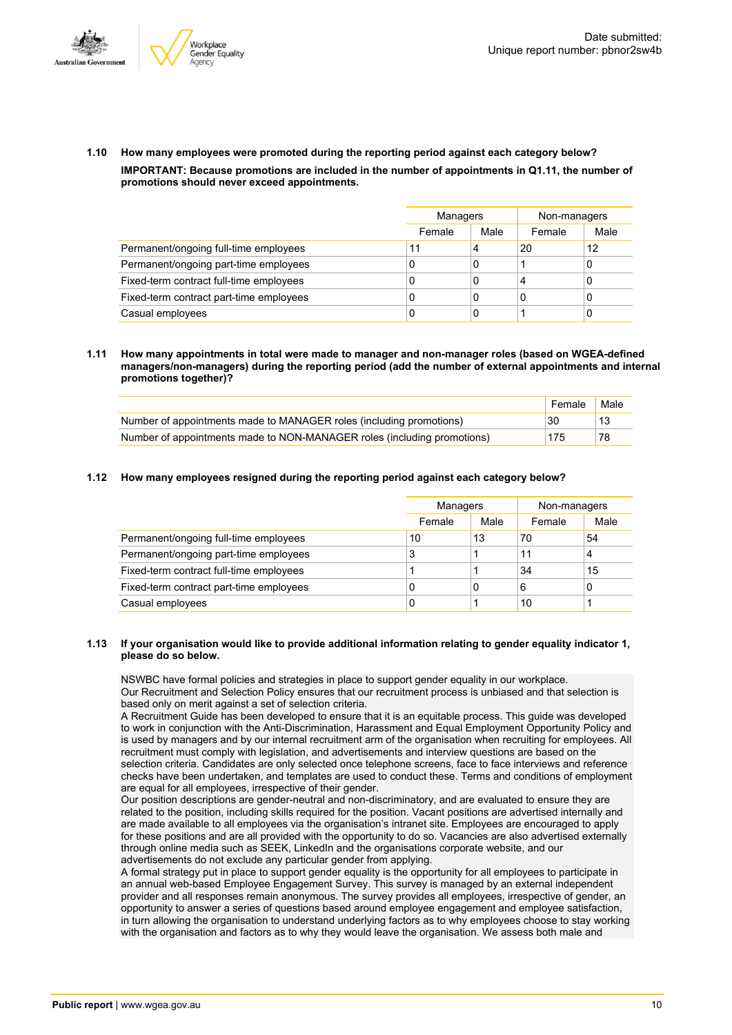**1.10 How many employees were promoted during the reporting period against each category below?**

**IMPORTANT: Because promotions are included in the number of appointments in Q1.11, the number of promotions should never exceed appointments.**

| | Managers | | Non-managers | |
|---|---|---|---|---|
| | Female | Male | Female | Male |
| Permanent/ongoing full-time employees | 11 | 4 | 20 | 12 |
| Permanent/ongoing part-time employees | 0 | 0 | 1 | 0 |
| Fixed-term contract full-time employees | 0 | 0 | 4 | 0 |
| Fixed-term contract part-time employees | 0 | 0 | 0 | 0 |
| Casual employees | 0 | 0 | 1 | 0 |

**1.11 How many appointments in total were made to manager and non-manager roles (based on WGEA-defined managers/non-managers) during the reporting period (add the number of external appointments and internal promotions together)?**

| | Female | Male |
|---|---|---|
| Number of appointments made to MANAGER roles (including promotions) | 30 | 13 |
| Number of appointments made to NON-MANAGER roles (including promotions) | 175 | 78 |

**1.12 How many employees resigned during the reporting period against each category below?**

| | Managers | | Non-managers | |
|---|---|---|---|---|
| | Female | Male | Female | Male |
| Permanent/ongoing full-time employees | 10 | 13 | 70 | 54 |
| Permanent/ongoing part-time employees | 3 | 1 | 11 | 4 |
| Fixed-term contract full-time employees | 1 | 1 | 34 | 15 |
| Fixed-term contract part-time employees | 0 | 0 | 6 | 0 |
| Casual employees | 0 | 1 | 10 | 1 |

**1.13 If your organisation would like to provide additional information relating to gender equality indicator 1, please do so below.**

NSWBC have formal policies and strategies in place to support gender equality in our workplace.
Our Recruitment and Selection Policy ensures that our recruitment process is unbiased and that selection is based only on merit against a set of selection criteria.
A Recruitment Guide has been developed to ensure that it is an equitable process. This guide was developed to work in conjunction with the Anti-Discrimination, Harassment and Equal Employment Opportunity Policy and is used by managers and by our internal recruitment arm of the organisation when recruiting for employees. All recruitment must comply with legislation, and advertisements and interview questions are based on the selection criteria. Candidates are only selected once telephone screens, face to face interviews and reference checks have been undertaken, and templates are used to conduct these. Terms and conditions of employment are equal for all employees, irrespective of their gender.
Our position descriptions are gender-neutral and non-discriminatory, and are evaluated to ensure they are related to the position, including skills required for the position. Vacant positions are advertised internally and are made available to all employees via the organisation's intranet site. Employees are encouraged to apply for these positions and are all provided with the opportunity to do so. Vacancies are also advertised externally through online media such as SEEK, LinkedIn and the organisations corporate website, and our advertisements do not exclude any particular gender from applying.
A formal strategy put in place to support gender equality is the opportunity for all employees to participate in an annual web-based Employee Engagement Survey. This survey is managed by an external independent provider and all responses remain anonymous. The survey provides all employees, irrespective of gender, an opportunity to answer a series of questions based around employee engagement and employee satisfaction, in turn allowing the organisation to understand underlying factors as to why employees choose to stay working with the organisation and factors as to why they would leave the organisation. We assess both male and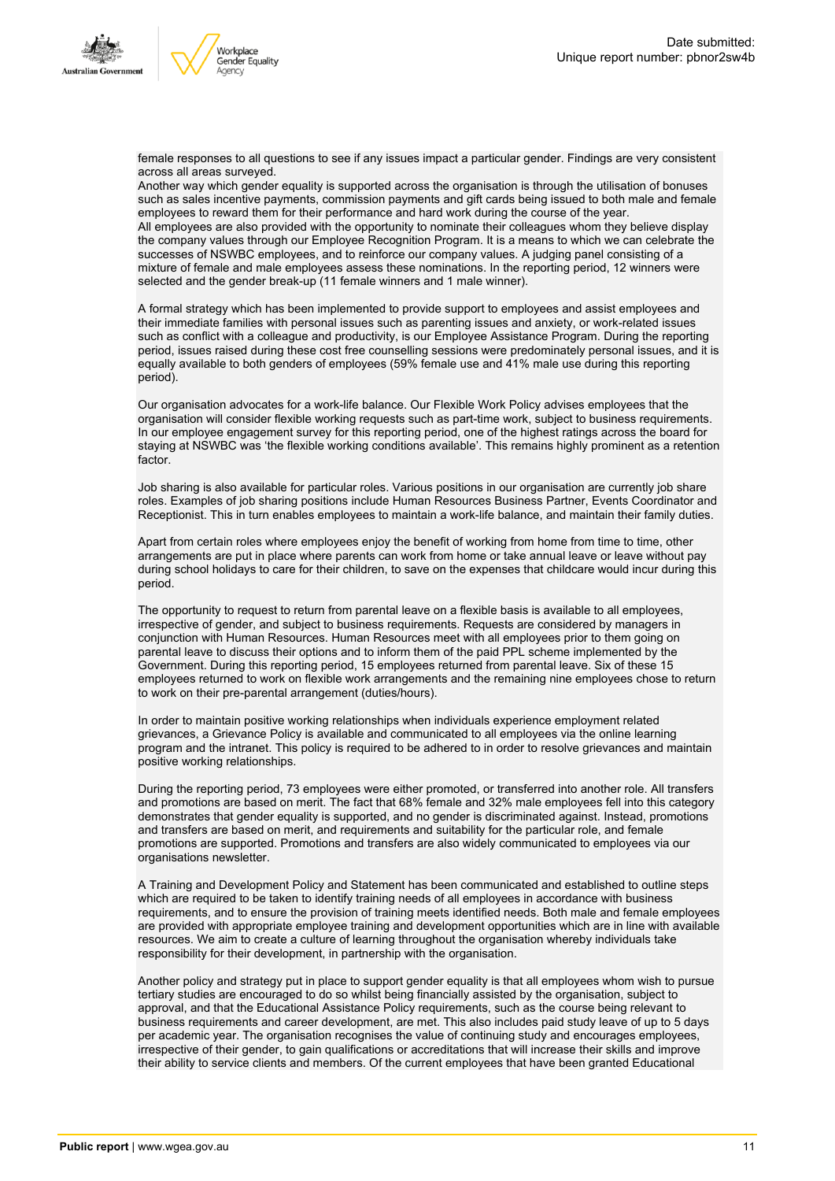female responses to all questions to see if any issues impact a particular gender. Findings are very consistent across all areas surveyed.
Another way which gender equality is supported across the organisation is through the utilisation of bonuses such as sales incentive payments, commission payments and gift cards being issued to both male and female employees to reward them for their performance and hard work during the course of the year.
All employees are also provided with the opportunity to nominate their colleagues whom they believe display the company values through our Employee Recognition Program. It is a means to which we can celebrate the successes of NSWBC employees, and to reinforce our company values. A judging panel consisting of a mixture of female and male employees assess these nominations. In the reporting period, 12 winners were selected and the gender break-up (11 female winners and 1 male winner).

A formal strategy which has been implemented to provide support to employees and assist employees and their immediate families with personal issues such as parenting issues and anxiety, or work-related issues such as conflict with a colleague and productivity, is our Employee Assistance Program. During the reporting period, issues raised during these cost free counselling sessions were predominately personal issues, and it is equally available to both genders of employees (59% female use and 41% male use during this reporting period).

Our organisation advocates for a work-life balance. Our Flexible Work Policy advises employees that the organisation will consider flexible working requests such as part-time work, subject to business requirements. In our employee engagement survey for this reporting period, one of the highest ratings across the board for staying at NSWBC was 'the flexible working conditions available'. This remains highly prominent as a retention factor.

Job sharing is also available for particular roles. Various positions in our organisation are currently job share roles. Examples of job sharing positions include Human Resources Business Partner, Events Coordinator and Receptionist. This in turn enables employees to maintain a work-life balance, and maintain their family duties.

Apart from certain roles where employees enjoy the benefit of working from home from time to time, other arrangements are put in place where parents can work from home or take annual leave or leave without pay during school holidays to care for their children, to save on the expenses that childcare would incur during this period.

The opportunity to request to return from parental leave on a flexible basis is available to all employees, irrespective of gender, and subject to business requirements. Requests are considered by managers in conjunction with Human Resources. Human Resources meet with all employees prior to them going on parental leave to discuss their options and to inform them of the paid PPL scheme implemented by the Government. During this reporting period, 15 employees returned from parental leave. Six of these 15 employees returned to work on flexible work arrangements and the remaining nine employees chose to return to work on their pre-parental arrangement (duties/hours).

In order to maintain positive working relationships when individuals experience employment related grievances, a Grievance Policy is available and communicated to all employees via the online learning program and the intranet. This policy is required to be adhered to in order to resolve grievances and maintain positive working relationships.

During the reporting period, 73 employees were either promoted, or transferred into another role. All transfers and promotions are based on merit. The fact that 68% female and 32% male employees fell into this category demonstrates that gender equality is supported, and no gender is discriminated against. Instead, promotions and transfers are based on merit, and requirements and suitability for the particular role, and female promotions are supported. Promotions and transfers are also widely communicated to employees via our organisations newsletter.

A Training and Development Policy and Statement has been communicated and established to outline steps which are required to be taken to identify training needs of all employees in accordance with business requirements, and to ensure the provision of training meets identified needs. Both male and female employees are provided with appropriate employee training and development opportunities which are in line with available resources. We aim to create a culture of learning throughout the organisation whereby individuals take responsibility for their development, in partnership with the organisation.

Another policy and strategy put in place to support gender equality is that all employees whom wish to pursue tertiary studies are encouraged to do so whilst being financially assisted by the organisation, subject to approval, and that the Educational Assistance Policy requirements, such as the course being relevant to business requirements and career development, are met. This also includes paid study leave of up to 5 days per academic year. The organisation recognises the value of continuing study and encourages employees, irrespective of their gender, to gain qualifications or accreditations that will increase their skills and improve their ability to service clients and members. Of the current employees that have been granted Educational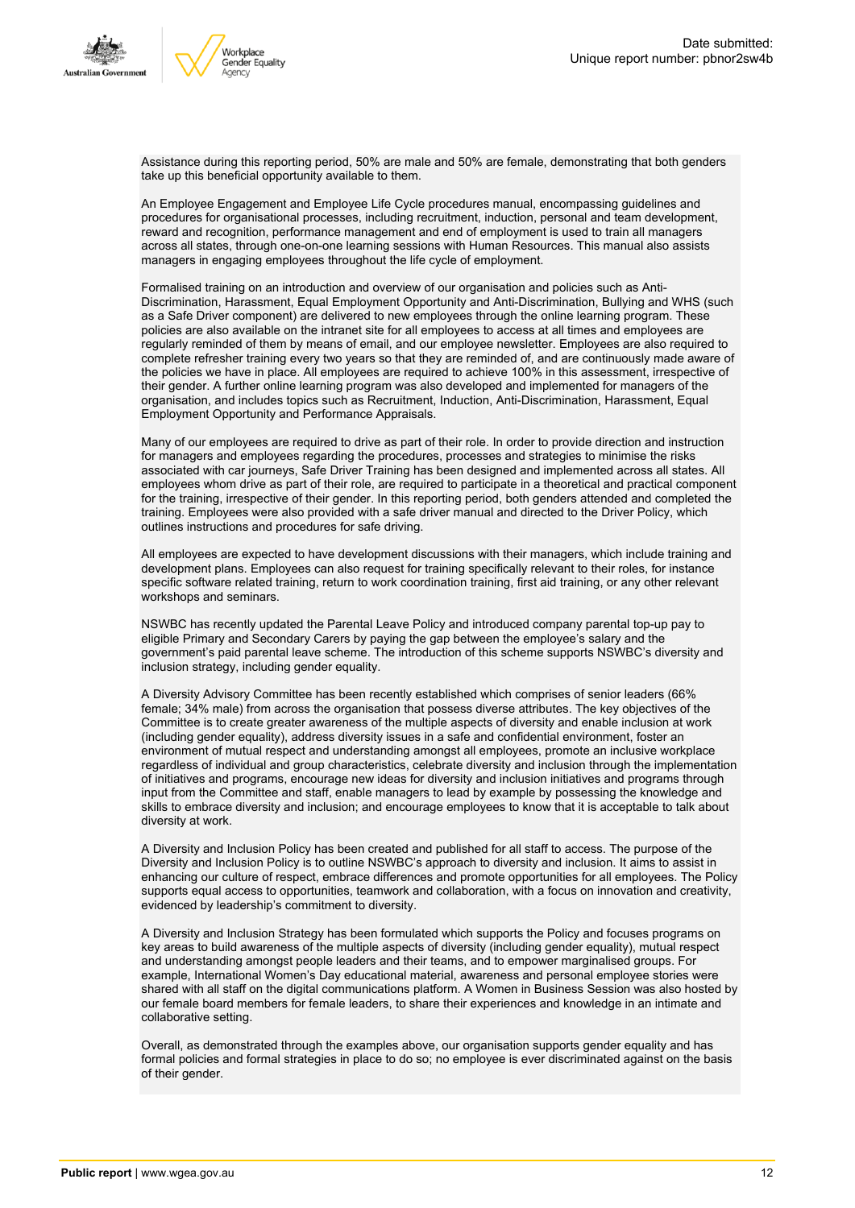Assistance during this reporting period, 50% are male and 50% are female, demonstrating that both genders take up this beneficial opportunity available to them.

An Employee Engagement and Employee Life Cycle procedures manual, encompassing guidelines and procedures for organisational processes, including recruitment, induction, personal and team development, reward and recognition, performance management and end of employment is used to train all managers across all states, through one-on-one learning sessions with Human Resources. This manual also assists managers in engaging employees throughout the life cycle of employment.

Formalised training on an introduction and overview of our organisation and policies such as Anti-Discrimination, Harassment, Equal Employment Opportunity and Anti-Discrimination, Bullying and WHS (such as a Safe Driver component) are delivered to new employees through the online learning program. These policies are also available on the intranet site for all employees to access at all times and employees are regularly reminded of them by means of email, and our employee newsletter. Employees are also required to complete refresher training every two years so that they are reminded of, and are continuously made aware of the policies we have in place. All employees are required to achieve 100% in this assessment, irrespective of their gender. A further online learning program was also developed and implemented for managers of the organisation, and includes topics such as Recruitment, Induction, Anti-Discrimination, Harassment, Equal Employment Opportunity and Performance Appraisals.

Many of our employees are required to drive as part of their role. In order to provide direction and instruction for managers and employees regarding the procedures, processes and strategies to minimise the risks associated with car journeys, Safe Driver Training has been designed and implemented across all states. All employees whom drive as part of their role, are required to participate in a theoretical and practical component for the training, irrespective of their gender. In this reporting period, both genders attended and completed the training. Employees were also provided with a safe driver manual and directed to the Driver Policy, which outlines instructions and procedures for safe driving.

All employees are expected to have development discussions with their managers, which include training and development plans. Employees can also request for training specifically relevant to their roles, for instance specific software related training, return to work coordination training, first aid training, or any other relevant workshops and seminars.

NSWBC has recently updated the Parental Leave Policy and introduced company parental top-up pay to eligible Primary and Secondary Carers by paying the gap between the employee's salary and the government's paid parental leave scheme. The introduction of this scheme supports NSWBC's diversity and inclusion strategy, including gender equality.

A Diversity Advisory Committee has been recently established which comprises of senior leaders (66% female; 34% male) from across the organisation that possess diverse attributes. The key objectives of the Committee is to create greater awareness of the multiple aspects of diversity and enable inclusion at work (including gender equality), address diversity issues in a safe and confidential environment, foster an environment of mutual respect and understanding amongst all employees, promote an inclusive workplace regardless of individual and group characteristics, celebrate diversity and inclusion through the implementation of initiatives and programs, encourage new ideas for diversity and inclusion initiatives and programs through input from the Committee and staff, enable managers to lead by example by possessing the knowledge and skills to embrace diversity and inclusion; and encourage employees to know that it is acceptable to talk about diversity at work.

A Diversity and Inclusion Policy has been created and published for all staff to access. The purpose of the Diversity and Inclusion Policy is to outline NSWBC's approach to diversity and inclusion. It aims to assist in enhancing our culture of respect, embrace differences and promote opportunities for all employees. The Policy supports equal access to opportunities, teamwork and collaboration, with a focus on innovation and creativity, evidenced by leadership's commitment to diversity.

A Diversity and Inclusion Strategy has been formulated which supports the Policy and focuses programs on key areas to build awareness of the multiple aspects of diversity (including gender equality), mutual respect and understanding amongst people leaders and their teams, and to empower marginalised groups. For example, International Women's Day educational material, awareness and personal employee stories were shared with all staff on the digital communications platform. A Women in Business Session was also hosted by our female board members for female leaders, to share their experiences and knowledge in an intimate and collaborative setting.

Overall, as demonstrated through the examples above, our organisation supports gender equality and has formal policies and formal strategies in place to do so; no employee is ever discriminated against on the basis of their gender.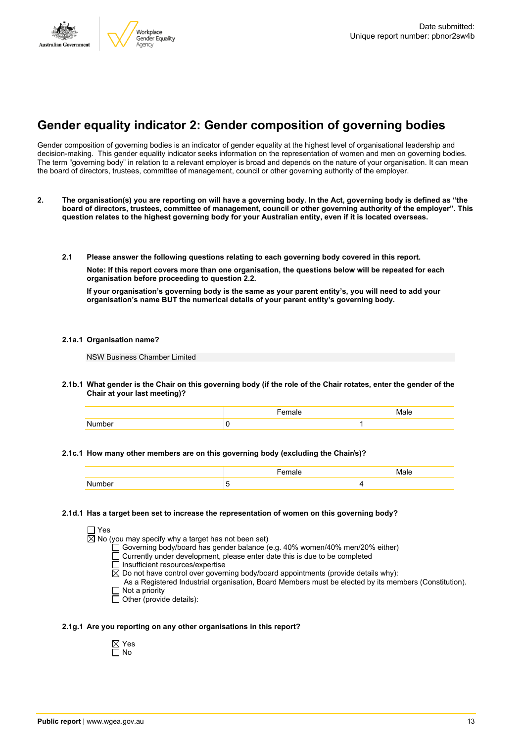Date submitted:
Unique report number: pbnor2sw4b

# Gender equality indicator 2: Gender composition of governing bodies

Gender composition of governing bodies is an indicator of gender equality at the highest level of organisational leadership and decision-making. This gender equality indicator seeks information on the representation of women and men on governing bodies. The term "governing body" in relation to a relevant employer is broad and depends on the nature of your organisation. It can mean the board of directors, trustees, committee of management, council or other governing authority of the employer.

**2. The organisation(s) you are reporting on will have a governing body. In the Act, governing body is defined as "the board of directors, trustees, committee of management, council or other governing authority of the employer". This question relates to the highest governing body for your Australian entity, even if it is located overseas.**

**2.1 Please answer the following questions relating to each governing body covered in this report.**

**Note: If this report covers more than one organisation, the questions below will be repeated for each organisation before proceeding to question 2.2.**

**If your organisation's governing body is the same as your parent entity's, you will need to add your organisation's name BUT the numerical details of your parent entity's governing body.**

**2.1a.1 Organisation name?**

NSW Business Chamber Limited

**2.1b.1 What gender is the Chair on this governing body (if the role of the Chair rotates, enter the gender of the Chair at your last meeting)?**

| | Female | Male |
|---|---|---|
| Number | 0 | 1 |

**2.1c.1 How many other members are on this governing body (excluding the Chair/s)?**

| | Female | Male |
|---|---|---|
| Number | 5 | 4 |

**2.1d.1 Has a target been set to increase the representation of women on this governing body?**

- ☐ Yes
- ☒ No (you may specify why a target has not been set)
  - ☐ Governing body/board has gender balance (e.g. 40% women/40% men/20% either)
  - ☐ Currently under development, please enter date this is due to be completed
  - ☐ Insufficient resources/expertise
  - ☒ Do not have control over governing body/board appointments (provide details why):
    As a Registered Industrial organisation, Board Members must be elected by its members (Constitution).
  - ☐ Not a priority
  - ☐ Other (provide details):

**2.1g.1 Are you reporting on any other organisations in this report?**

- ☒ Yes
- ☐ No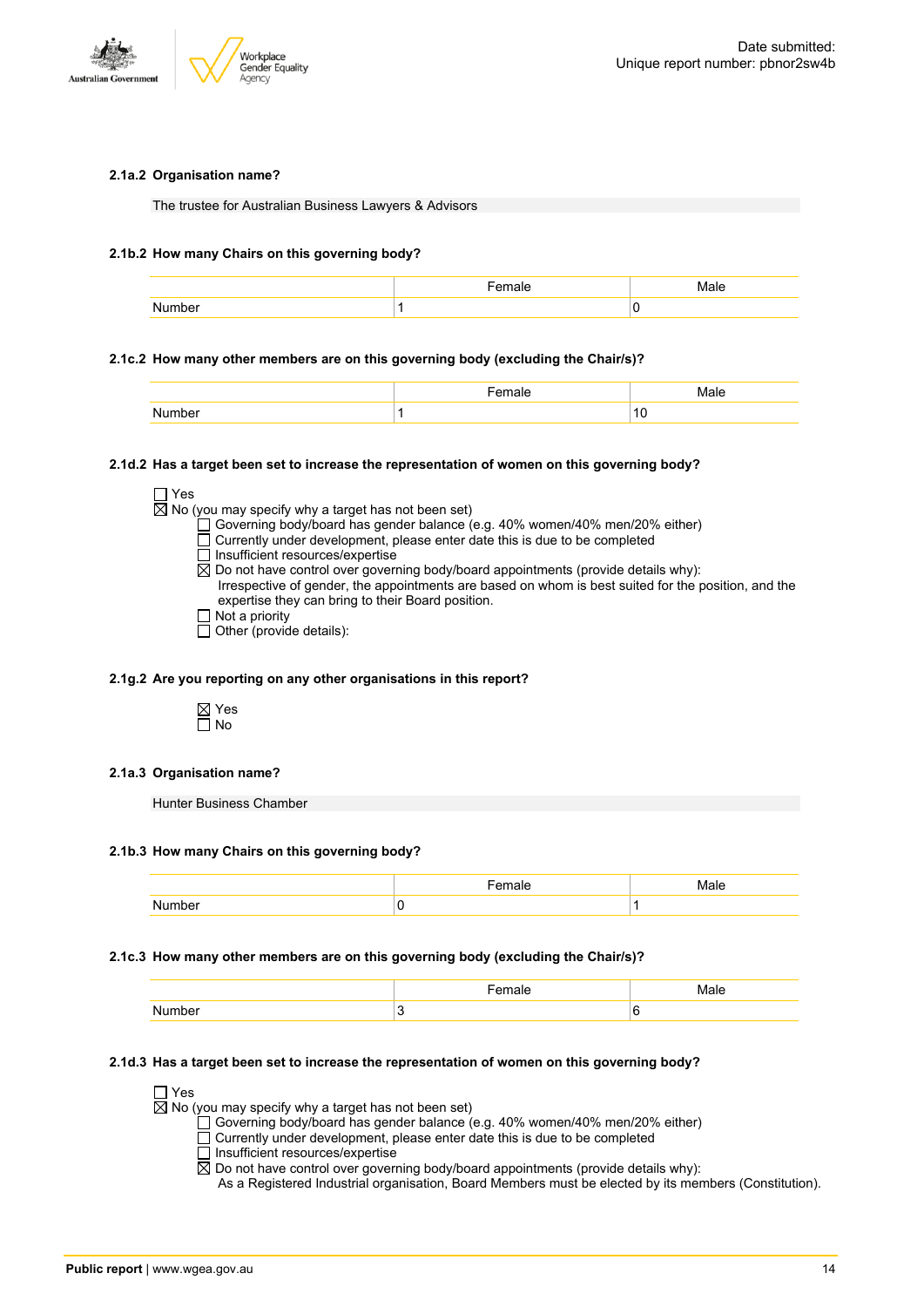**2.1a.2 Organisation name?**

The trustee for Australian Business Lawyers & Advisors

**2.1b.2 How many Chairs on this governing body?**

| | Female | Male |
|---|---|---|
| Number | 1 | 0 |

**2.1c.2 How many other members are on this governing body (excluding the Chair/s)?**

| | Female | Male |
|---|---|---|
| Number | 1 | 10 |

**2.1d.2 Has a target been set to increase the representation of women on this governing body?**

- ☐ Yes
- ☒ No (you may specify why a target has not been set)
  - ☐ Governing body/board has gender balance (e.g. 40% women/40% men/20% either)
  - ☐ Currently under development, please enter date this is due to be completed
  - ☐ Insufficient resources/expertise
  - ☒ Do not have control over governing body/board appointments (provide details why):
    Irrespective of gender, the appointments are based on whom is best suited for the position, and the expertise they can bring to their Board position.
  - ☐ Not a priority
  - ☐ Other (provide details):

**2.1g.2 Are you reporting on any other organisations in this report?**

- ☒ Yes
- ☐ No

**2.1a.3 Organisation name?**

Hunter Business Chamber

**2.1b.3 How many Chairs on this governing body?**

| | Female | Male |
|---|---|---|
| Number | 0 | 1 |

**2.1c.3 How many other members are on this governing body (excluding the Chair/s)?**

| | Female | Male |
|---|---|---|
| Number | 3 | 6 |

**2.1d.3 Has a target been set to increase the representation of women on this governing body?**

- ☐ Yes
- ☒ No (you may specify why a target has not been set)
  - ☐ Governing body/board has gender balance (e.g. 40% women/40% men/20% either)
  - ☐ Currently under development, please enter date this is due to be completed
  - ☐ Insufficient resources/expertise
  - ☒ Do not have control over governing body/board appointments (provide details why):
    As a Registered Industrial organisation, Board Members must be elected by its members (Constitution).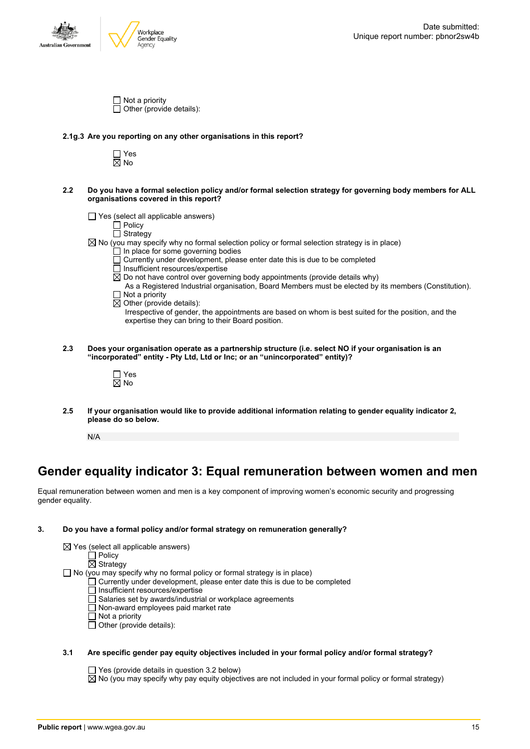- ☐ Not a priority
- ☐ Other (provide details):

**2.1g.3 Are you reporting on any other organisations in this report?**

- ☐ Yes
- ☒ No

**2.2 Do you have a formal selection policy and/or formal selection strategy for governing body members for ALL organisations covered in this report?**

- ☐ Yes (select all applicable answers)
  - ☐ Policy
  - ☐ Strategy
- ☒ No (you may specify why no formal selection policy or formal selection strategy is in place)
  - ☐ In place for some governing bodies
  - ☐ Currently under development, please enter date this is due to be completed
  - ☐ Insufficient resources/expertise
  - ☒ Do not have control over governing body appointments (provide details why)

    As a Registered Industrial organisation, Board Members must be elected by its members (Constitution).
  - ☐ Not a priority
  - ☒ Other (provide details):

    Irrespective of gender, the appointments are based on whom is best suited for the position, and the expertise they can bring to their Board position.

**2.3 Does your organisation operate as a partnership structure (i.e. select NO if your organisation is an "incorporated" entity - Pty Ltd, Ltd or Inc; or an "unincorporated" entity)?**

- ☐ Yes
- ☒ No

**2.5 If your organisation would like to provide additional information relating to gender equality indicator 2, please do so below.**

N/A

## Gender equality indicator 3: Equal remuneration between women and men

Equal remuneration between women and men is a key component of improving women's economic security and progressing gender equality.

**3. Do you have a formal policy and/or formal strategy on remuneration generally?**

- ☒ Yes (select all applicable answers)
  - ☐ Policy
  - ☒ Strategy
- ☐ No (you may specify why no formal policy or formal strategy is in place)
  - ☐ Currently under development, please enter date this is due to be completed
  - ☐ Insufficient resources/expertise
  - ☐ Salaries set by awards/industrial or workplace agreements
  - ☐ Non-award employees paid market rate
  - ☐ Not a priority
  - ☐ Other (provide details):

**3.1 Are specific gender pay equity objectives included in your formal policy and/or formal strategy?**

- ☐ Yes (provide details in question 3.2 below)
- ☒ No (you may specify why pay equity objectives are not included in your formal policy or formal strategy)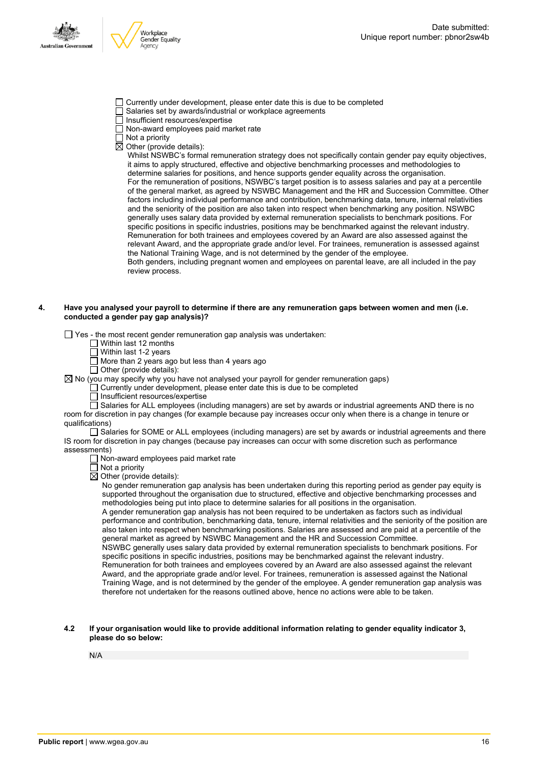- ☐ Currently under development, please enter date this is due to be completed
- ☐ Salaries set by awards/industrial or workplace agreements
- ☐ Insufficient resources/expertise
- ☐ Non-award employees paid market rate
- ☐ Not a priority
- ☒ Other (provide details):

  Whilst NSWBC's formal remuneration strategy does not specifically contain gender pay equity objectives, it aims to apply structured, effective and objective benchmarking processes and methodologies to determine salaries for positions, and hence supports gender equality across the organisation.
  For the remuneration of positions, NSWBC's target position is to assess salaries and pay at a percentile of the general market, as agreed by NSWBC Management and the HR and Succession Committee. Other factors including individual performance and contribution, benchmarking data, tenure, internal relativities and the seniority of the position are also taken into respect when benchmarking any position. NSWBC generally uses salary data provided by external remuneration specialists to benchmark positions. For specific positions in specific industries, positions may be benchmarked against the relevant industry. Remuneration for both trainees and employees covered by an Award are also assessed against the relevant Award, and the appropriate grade and/or level. For trainees, remuneration is assessed against the National Training Wage, and is not determined by the gender of the employee.
  Both genders, including pregnant women and employees on parental leave, are all included in the pay review process.

**4. Have you analysed your payroll to determine if there are any remuneration gaps between women and men (i.e. conducted a gender pay gap analysis)?**

- ☐ Yes - the most recent gender remuneration gap analysis was undertaken:
  - ☐ Within last 12 months
  - ☐ Within last 1-2 years
  - ☐ More than 2 years ago but less than 4 years ago
  - ☐ Other (provide details):
- ☒ No (you may specify why you have not analysed your payroll for gender remuneration gaps)
  - ☐ Currently under development, please enter date this is due to be completed
  - ☐ Insufficient resources/expertise
  - ☐ Salaries for ALL employees (including managers) are set by awards or industrial agreements AND there is no room for discretion in pay changes (for example because pay increases occur only when there is a change in tenure or qualifications)
  - ☐ Salaries for SOME or ALL employees (including managers) are set by awards or industrial agreements and there IS room for discretion in pay changes (because pay increases can occur with some discretion such as performance assessments)
  - ☐ Non-award employees paid market rate
  - ☐ Not a priority
  - ☒ Other (provide details):

    No gender remuneration gap analysis has been undertaken during this reporting period as gender pay equity is supported throughout the organisation due to structured, effective and objective benchmarking processes and methodologies being put into place to determine salaries for all positions in the organisation.
    A gender remuneration gap analysis has not been required to be undertaken as factors such as individual performance and contribution, benchmarking data, tenure, internal relativities and the seniority of the position are also taken into respect when benchmarking positions. Salaries are assessed and are paid at a percentile of the general market as agreed by NSWBC Management and the HR and Succession Committee.
    NSWBC generally uses salary data provided by external remuneration specialists to benchmark positions. For specific positions in specific industries, positions may be benchmarked against the relevant industry.
    Remuneration for both trainees and employees covered by an Award are also assessed against the relevant Award, and the appropriate grade and/or level. For trainees, remuneration is assessed against the National Training Wage, and is not determined by the gender of the employee. A gender remuneration gap analysis was therefore not undertaken for the reasons outlined above, hence no actions were able to be taken.

**4.2 If your organisation would like to provide additional information relating to gender equality indicator 3, please do so below:**

N/A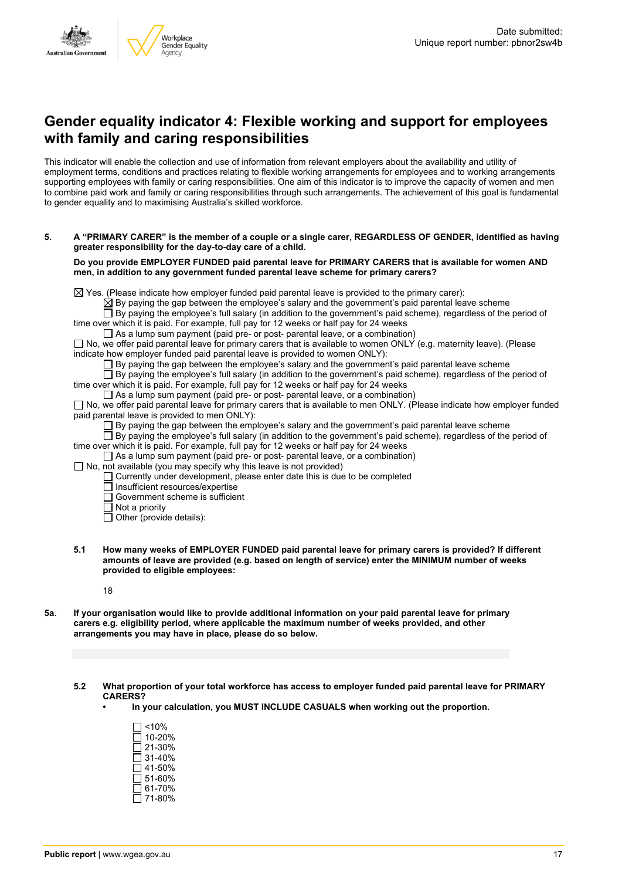## Gender equality indicator 4: Flexible working and support for employees with family and caring responsibilities

This indicator will enable the collection and use of information from relevant employers about the availability and utility of employment terms, conditions and practices relating to flexible working arrangements for employees and to working arrangements supporting employees with family or caring responsibilities. One aim of this indicator is to improve the capacity of women and men to combine paid work and family or caring responsibilities through such arrangements. The achievement of this goal is fundamental to gender equality and to maximising Australia's skilled workforce.

**5. A "PRIMARY CARER" is the member of a couple or a single carer, REGARDLESS OF GENDER, identified as having greater responsibility for the day-to-day care of a child.**

**Do you provide EMPLOYER FUNDED paid parental leave for PRIMARY CARERS that is available for women AND men, in addition to any government funded parental leave scheme for primary carers?**

☒ Yes. (Please indicate how employer funded paid parental leave is provided to the primary carer):
- ☒ By paying the gap between the employee's salary and the government's paid parental leave scheme
- ☐ By paying the employee's full salary (in addition to the government's paid scheme), regardless of the period of time over which it is paid. For example, full pay for 12 weeks or half pay for 24 weeks
- ☐ As a lump sum payment (paid pre- or post- parental leave, or a combination)

☐ No, we offer paid parental leave for primary carers that is available to women ONLY (e.g. maternity leave). (Please indicate how employer funded paid parental leave is provided to women ONLY):
- ☐ By paying the gap between the employee's salary and the government's paid parental leave scheme
- ☐ By paying the employee's full salary (in addition to the government's paid scheme), regardless of the period of time over which it is paid. For example, full pay for 12 weeks or half pay for 24 weeks
- ☐ As a lump sum payment (paid pre- or post- parental leave, or a combination)

☐ No, we offer paid parental leave for primary carers that is available to men ONLY. (Please indicate how employer funded paid parental leave is provided to men ONLY):
- ☐ By paying the gap between the employee's salary and the government's paid parental leave scheme
- ☐ By paying the employee's full salary (in addition to the government's paid scheme), regardless of the period of time over which it is paid. For example, full pay for 12 weeks or half pay for 24 weeks
- ☐ As a lump sum payment (paid pre- or post- parental leave, or a combination)

☐ No, not available (you may specify why this leave is not provided)
- ☐ Currently under development, please enter date this is due to be completed
- ☐ Insufficient resources/expertise
- ☐ Government scheme is sufficient
- ☐ Not a priority
- ☐ Other (provide details):

**5.1 How many weeks of EMPLOYER FUNDED paid parental leave for primary carers is provided? If different amounts of leave are provided (e.g. based on length of service) enter the MINIMUM number of weeks provided to eligible employees:**

18

**5a. If your organisation would like to provide additional information on your paid parental leave for primary carers e.g. eligibility period, where applicable the maximum number of weeks provided, and other arrangements you may have in place, please do so below.**

**5.2 What proportion of your total workforce has access to employer funded paid parental leave for PRIMARY CARERS?**
- **In your calculation, you MUST INCLUDE CASUALS when working out the proportion.**

☐ <10%
☐ 10-20%
☐ 21-30%
☐ 31-40%
☐ 41-50%
☐ 51-60%
☐ 61-70%
☐ 71-80%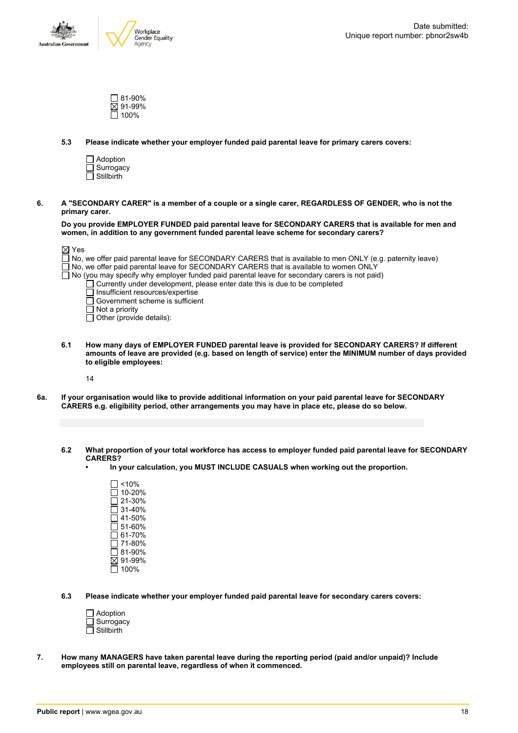- ☐ 81-90%
- ☒ 91-99%
- ☐ 100%

**5.3 Please indicate whether your employer funded paid parental leave for primary carers covers:**

- ☐ Adoption
- ☐ Surrogacy
- ☐ Stillbirth

**6. A "SECONDARY CARER" is a member of a couple or a single carer, REGARDLESS OF GENDER, who is not the primary carer.**

**Do you provide EMPLOYER FUNDED paid parental leave for SECONDARY CARERS that is available for men and women, in addition to any government funded parental leave scheme for secondary carers?**

- ☒ Yes
- ☐ No, we offer paid parental leave for SECONDARY CARERS that is available to men ONLY (e.g. paternity leave)
- ☐ No, we offer paid parental leave for SECONDARY CARERS that is available to women ONLY
- ☐ No (you may specify why employer funded paid parental leave for secondary carers is not paid)
  - ☐ Currently under development, please enter date this is due to be completed
  - ☐ Insufficient resources/expertise
  - ☐ Government scheme is sufficient
  - ☐ Not a priority
  - ☐ Other (provide details):

**6.1 How many days of EMPLOYER FUNDED parental leave is provided for SECONDARY CARERS? If different amounts of leave are provided (e.g. based on length of service) enter the MINIMUM number of days provided to eligible employees:**

14

**6a. If your organisation would like to provide additional information on your paid parental leave for SECONDARY CARERS e.g. eligibility period, other arrangements you may have in place etc, please do so below.**

**6.2 What proportion of your total workforce has access to employer funded paid parental leave for SECONDARY CARERS?**

- **In your calculation, you MUST INCLUDE CASUALS when working out the proportion.**

- ☐ <10%
- ☐ 10-20%
- ☐ 21-30%
- ☐ 31-40%
- ☐ 41-50%
- ☐ 51-60%
- ☐ 61-70%
- ☐ 71-80%
- ☐ 81-90%
- ☒ 91-99%
- ☐ 100%

**6.3 Please indicate whether your employer funded paid parental leave for secondary carers covers:**

- ☐ Adoption
- ☐ Surrogacy
- ☐ Stillbirth

**7. How many MANAGERS have taken parental leave during the reporting period (paid and/or unpaid)? Include employees still on parental leave, regardless of when it commenced.**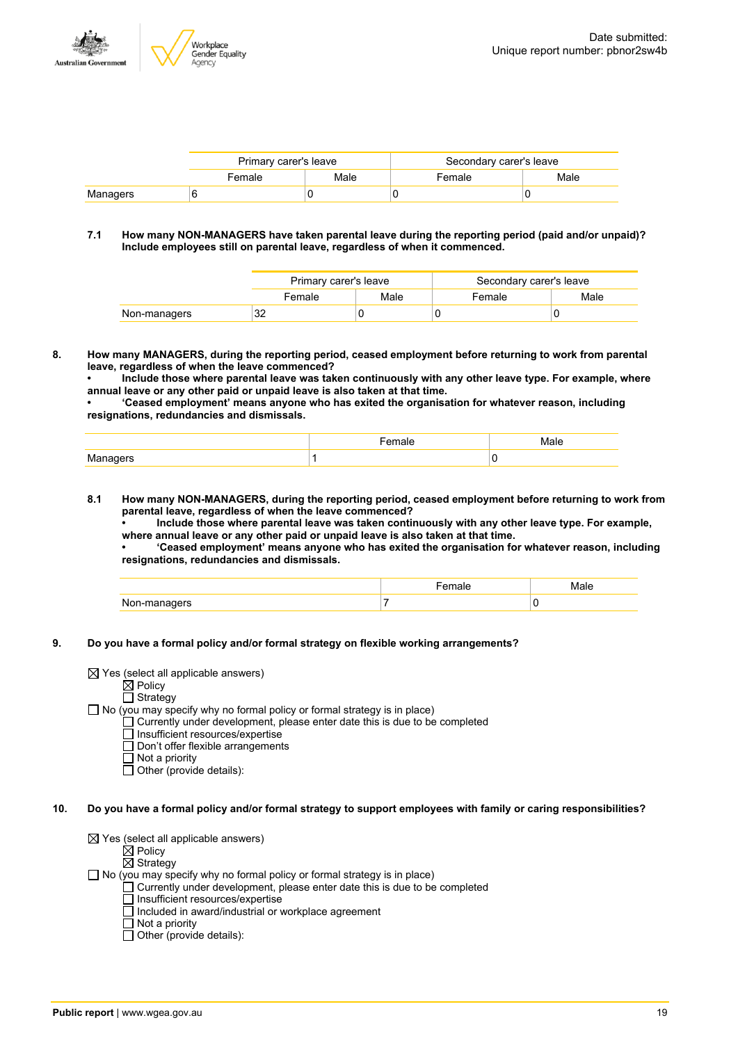| | Primary carer's leave | | Secondary carer's leave | |
|---|---|---|---|---|
| | Female | Male | Female | Male |
| Managers | 6 | 0 | 0 | 0 |

**7.1 How many NON-MANAGERS have taken parental leave during the reporting period (paid and/or unpaid)? Include employees still on parental leave, regardless of when it commenced.**

| | Primary carer's leave | | Secondary carer's leave | |
|---|---|---|---|---|
| | Female | Male | Female | Male |
| Non-managers | 32 | 0 | 0 | 0 |

**8. How many MANAGERS, during the reporting period, ceased employment before returning to work from parental leave, regardless of when the leave commenced?**
**• Include those where parental leave was taken continuously with any other leave type. For example, where annual leave or any other paid or unpaid leave is also taken at that time.**
**• 'Ceased employment' means anyone who has exited the organisation for whatever reason, including resignations, redundancies and dismissals.**

| | Female | Male |
|---|---|---|
| Managers | 1 | 0 |

**8.1 How many NON-MANAGERS, during the reporting period, ceased employment before returning to work from parental leave, regardless of when the leave commenced?**
**• Include those where parental leave was taken continuously with any other leave type. For example, where annual leave or any other paid or unpaid leave is also taken at that time.**
**• 'Ceased employment' means anyone who has exited the organisation for whatever reason, including resignations, redundancies and dismissals.**

| | Female | Male |
|---|---|---|
| Non-managers | 7 | 0 |

**9. Do you have a formal policy and/or formal strategy on flexible working arrangements?**

☒ Yes (select all applicable answers)
- ☒ Policy
- ☐ Strategy

☐ No (you may specify why no formal policy or formal strategy is in place)
- ☐ Currently under development, please enter date this is due to be completed
- ☐ Insufficient resources/expertise
- ☐ Don't offer flexible arrangements
- ☐ Not a priority
- ☐ Other (provide details):

**10. Do you have a formal policy and/or formal strategy to support employees with family or caring responsibilities?**

☒ Yes (select all applicable answers)
- ☒ Policy
- ☒ Strategy

☐ No (you may specify why no formal policy or formal strategy is in place)
- ☐ Currently under development, please enter date this is due to be completed
- ☐ Insufficient resources/expertise
- ☐ Included in award/industrial or workplace agreement
- ☐ Not a priority
- ☐ Other (provide details):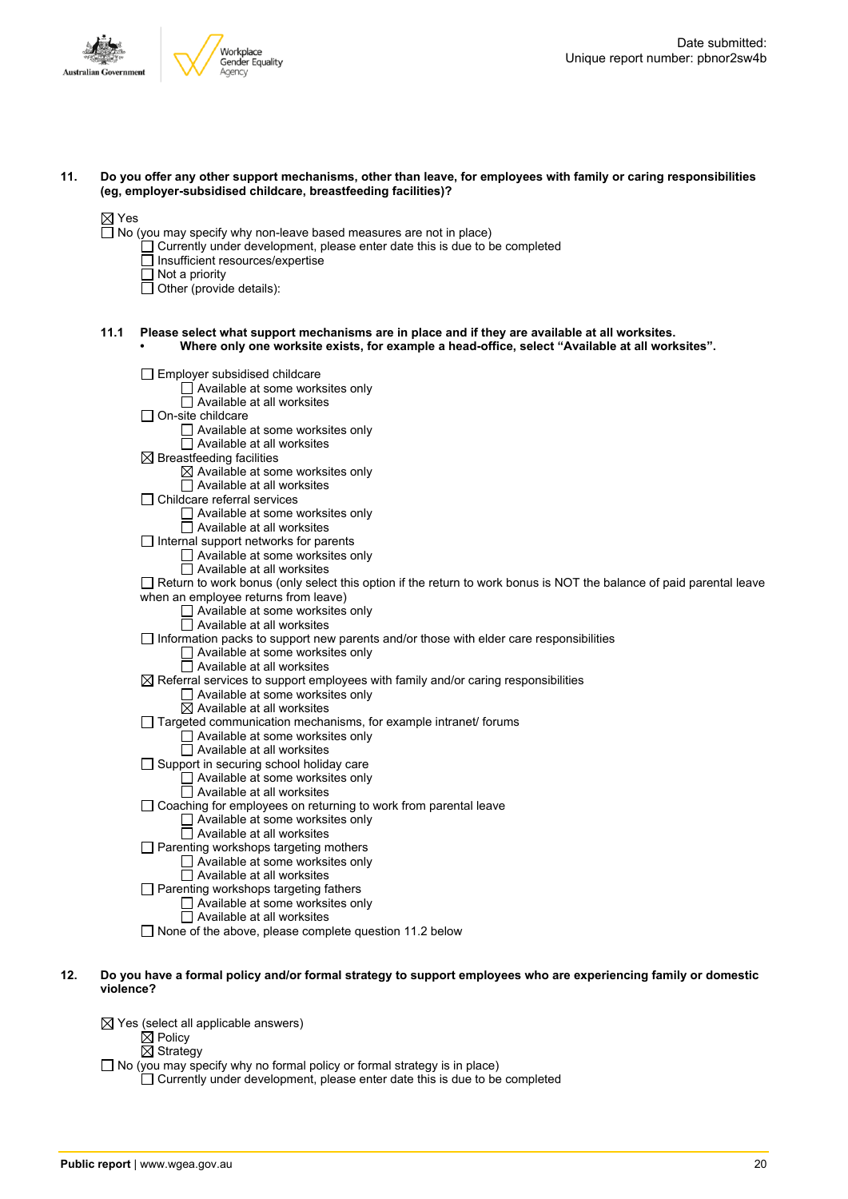**11. Do you offer any other support mechanisms, other than leave, for employees with family or caring responsibilities (eg, employer-subsidised childcare, breastfeeding facilities)?**

☒ Yes
☐ No (you may specify why non-leave based measures are not in place)
  ☐ Currently under development, please enter date this is due to be completed
  ☐ Insufficient resources/expertise
  ☐ Not a priority
  ☐ Other (provide details):

**11.1 Please select what support mechanisms are in place and if they are available at all worksites.**
- **Where only one worksite exists, for example a head-office, select "Available at all worksites".**

☐ Employer subsidised childcare
  ☐ Available at some worksites only
  ☐ Available at all worksites
☐ On-site childcare
  ☐ Available at some worksites only
  ☐ Available at all worksites
☒ Breastfeeding facilities
  ☒ Available at some worksites only
  ☐ Available at all worksites
☐ Childcare referral services
  ☐ Available at some worksites only
  ☐ Available at all worksites
☐ Internal support networks for parents
  ☐ Available at some worksites only
  ☐ Available at all worksites
☐ Return to work bonus (only select this option if the return to work bonus is NOT the balance of paid parental leave when an employee returns from leave)
  ☐ Available at some worksites only
  ☐ Available at all worksites
☐ Information packs to support new parents and/or those with elder care responsibilities
  ☐ Available at some worksites only
  ☐ Available at all worksites
☒ Referral services to support employees with family and/or caring responsibilities
  ☐ Available at some worksites only
  ☒ Available at all worksites
☐ Targeted communication mechanisms, for example intranet/ forums
  ☐ Available at some worksites only
  ☐ Available at all worksites
☐ Support in securing school holiday care
  ☐ Available at some worksites only
  ☐ Available at all worksites
☐ Coaching for employees on returning to work from parental leave
  ☐ Available at some worksites only
  ☐ Available at all worksites
☐ Parenting workshops targeting mothers
  ☐ Available at some worksites only
  ☐ Available at all worksites
☐ Parenting workshops targeting fathers
  ☐ Available at some worksites only
  ☐ Available at all worksites
☐ None of the above, please complete question 11.2 below

**12. Do you have a formal policy and/or formal strategy to support employees who are experiencing family or domestic violence?**

☒ Yes (select all applicable answers)
  ☒ Policy
  ☒ Strategy
☐ No (you may specify why no formal policy or formal strategy is in place)
  ☐ Currently under development, please enter date this is due to be completed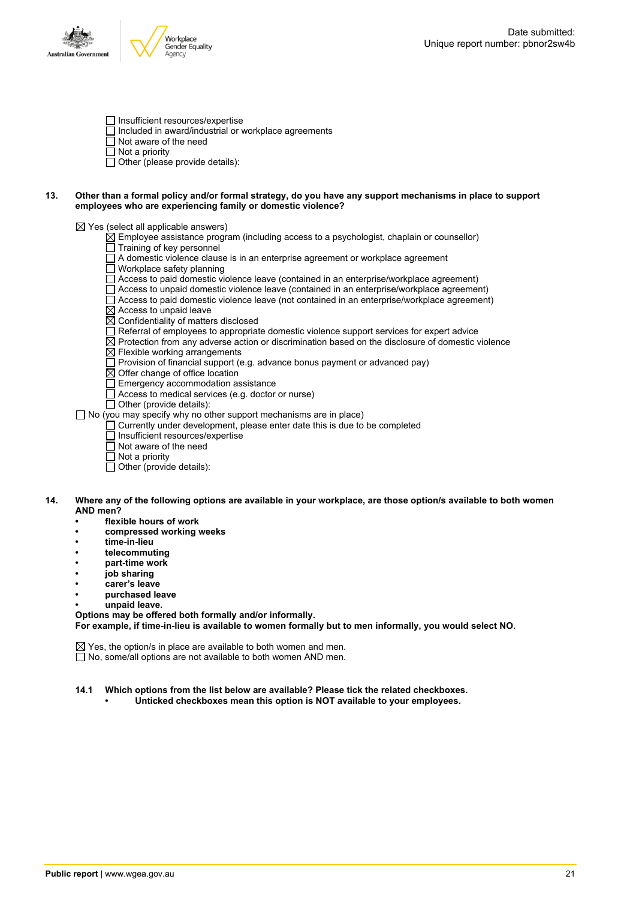- ☐ Insufficient resources/expertise
- ☐ Included in award/industrial or workplace agreements
- ☐ Not aware of the need
- ☐ Not a priority
- ☐ Other (please provide details):

**13. Other than a formal policy and/or formal strategy, do you have any support mechanisms in place to support employees who are experiencing family or domestic violence?**

☒ Yes (select all applicable answers)

- ☒ Employee assistance program (including access to a psychologist, chaplain or counsellor)
- ☐ Training of key personnel
- ☐ A domestic violence clause is in an enterprise agreement or workplace agreement
- ☐ Workplace safety planning
- ☐ Access to paid domestic violence leave (contained in an enterprise/workplace agreement)
- ☐ Access to unpaid domestic violence leave (contained in an enterprise/workplace agreement)
- ☐ Access to paid domestic violence leave (not contained in an enterprise/workplace agreement)
- ☒ Access to unpaid leave
- ☒ Confidentiality of matters disclosed
- ☐ Referral of employees to appropriate domestic violence support services for expert advice
- ☒ Protection from any adverse action or discrimination based on the disclosure of domestic violence
- ☒ Flexible working arrangements
- ☐ Provision of financial support (e.g. advance bonus payment or advanced pay)
- ☒ Offer change of office location
- ☐ Emergency accommodation assistance
- ☐ Access to medical services (e.g. doctor or nurse)
- ☐ Other (provide details):

☐ No (you may specify why no other support mechanisms are in place)

- ☐ Currently under development, please enter date this is due to be completed
- ☐ Insufficient resources/expertise
- ☐ Not aware of the need
- ☐ Not a priority
- ☐ Other (provide details):

**14. Where any of the following options are available in your workplace, are those option/s available to both women AND men?**

- **flexible hours of work**
- **compressed working weeks**
- **time-in-lieu**
- **telecommuting**
- **part-time work**
- **job sharing**
- **carer's leave**
- **purchased leave**
- **unpaid leave.**

**Options may be offered both formally and/or informally.**
**For example, if time-in-lieu is available to women formally but to men informally, you would select NO.**

☒ Yes, the option/s in place are available to both women and men.
☐ No, some/all options are not available to both women AND men.

**14.1 Which options from the list below are available? Please tick the related checkboxes.**

- **Unticked checkboxes mean this option is NOT available to your employees.**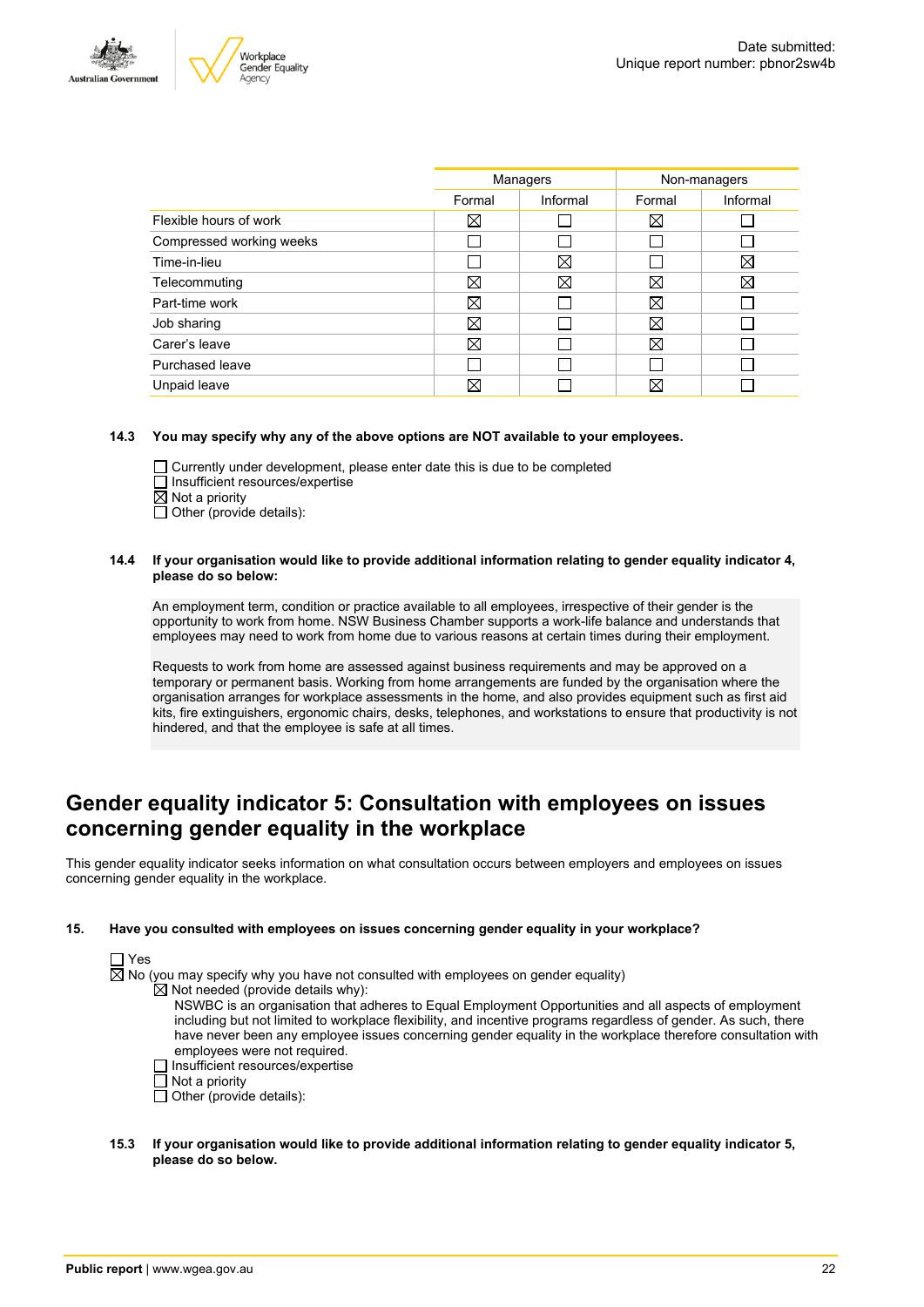| | Managers | | Non-managers | |
|---|---|---|---|---|
| | Formal | Informal | Formal | Informal |
| Flexible hours of work | ☒ | ☐ | ☒ | ☐ |
| Compressed working weeks | ☐ | ☐ | ☐ | ☐ |
| Time-in-lieu | ☐ | ☒ | ☐ | ☒ |
| Telecommuting | ☒ | ☒ | ☒ | ☒ |
| Part-time work | ☒ | ☐ | ☒ | ☐ |
| Job sharing | ☒ | ☐ | ☒ | ☐ |
| Carer's leave | ☒ | ☐ | ☒ | ☐ |
| Purchased leave | ☐ | ☐ | ☐ | ☐ |
| Unpaid leave | ☒ | ☐ | ☒ | ☐ |

**14.3 You may specify why any of the above options are NOT available to your employees.**

☐ Currently under development, please enter date this is due to be completed
☐ Insufficient resources/expertise
☒ Not a priority
☐ Other (provide details):

**14.4 If your organisation would like to provide additional information relating to gender equality indicator 4, please do so below:**

An employment term, condition or practice available to all employees, irrespective of their gender is the opportunity to work from home. NSW Business Chamber supports a work-life balance and understands that employees may need to work from home due to various reasons at certain times during their employment.

Requests to work from home are assessed against business requirements and may be approved on a temporary or permanent basis. Working from home arrangements are funded by the organisation where the organisation arranges for workplace assessments in the home, and also provides equipment such as first aid kits, fire extinguishers, ergonomic chairs, desks, telephones, and workstations to ensure that productivity is not hindered, and that the employee is safe at all times.

# Gender equality indicator 5: Consultation with employees on issues concerning gender equality in the workplace

This gender equality indicator seeks information on what consultation occurs between employers and employees on issues concerning gender equality in the workplace.

**15. Have you consulted with employees on issues concerning gender equality in your workplace?**

☐ Yes
☒ No (you may specify why you have not consulted with employees on gender equality)
- ☒ Not needed (provide details why):
  NSWBC is an organisation that adheres to Equal Employment Opportunities and all aspects of employment including but not limited to workplace flexibility, and incentive programs regardless of gender. As such, there have never been any employee issues concerning gender equality in the workplace therefore consultation with employees were not required.
- ☐ Insufficient resources/expertise
- ☐ Not a priority
- ☐ Other (provide details):

**15.3 If your organisation would like to provide additional information relating to gender equality indicator 5, please do so below.**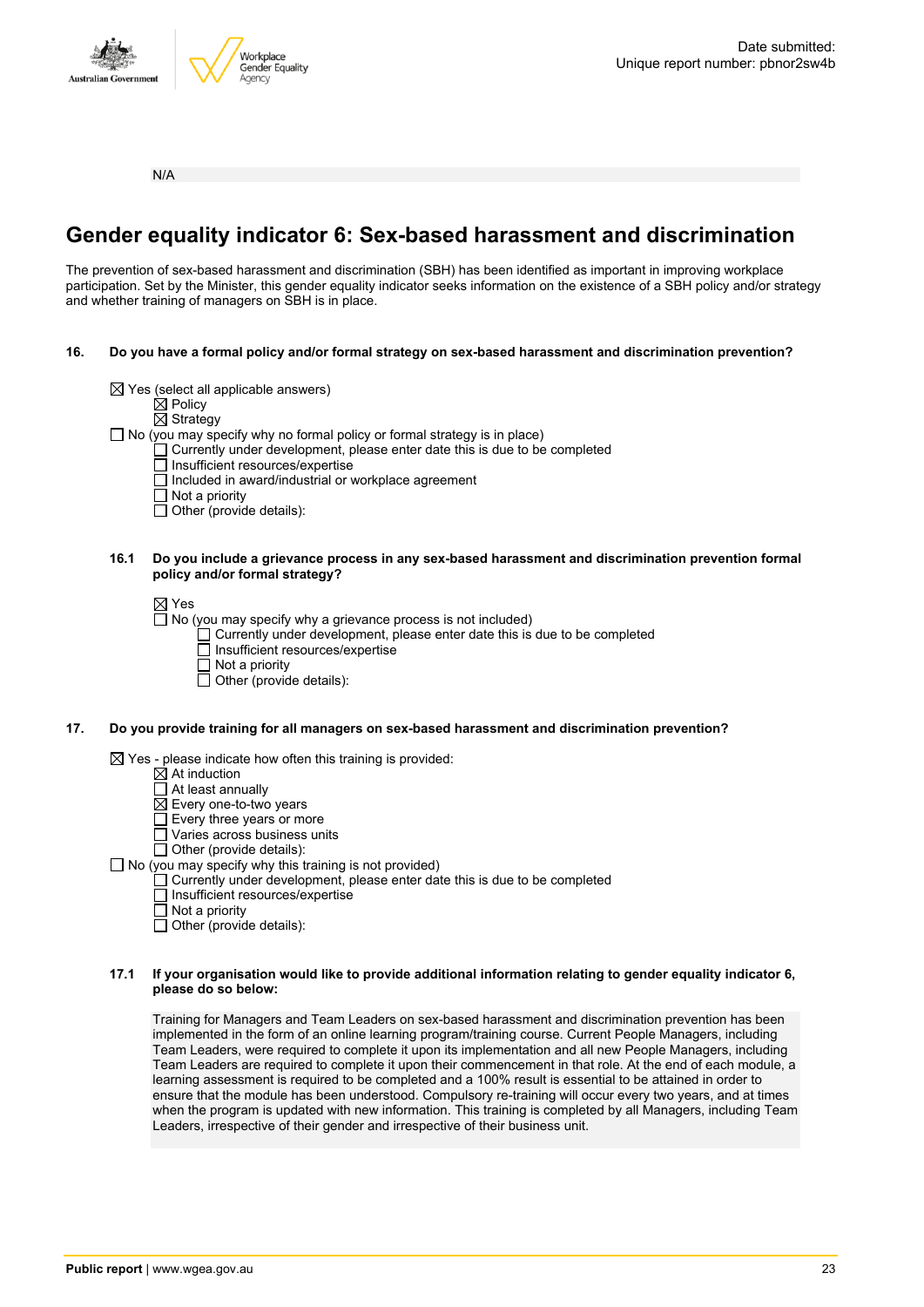N/A

## Gender equality indicator 6: Sex-based harassment and discrimination

The prevention of sex-based harassment and discrimination (SBH) has been identified as important in improving workplace participation. Set by the Minister, this gender equality indicator seeks information on the existence of a SBH policy and/or strategy and whether training of managers on SBH is in place.

**16. Do you have a formal policy and/or formal strategy on sex-based harassment and discrimination prevention?**

- ☒ Yes (select all applicable answers)
  - ☒ Policy
  - ☒ Strategy
- ☐ No (you may specify why no formal policy or formal strategy is in place)
  - ☐ Currently under development, please enter date this is due to be completed
  - ☐ Insufficient resources/expertise
  - ☐ Included in award/industrial or workplace agreement
  - ☐ Not a priority
  - ☐ Other (provide details):

**16.1 Do you include a grievance process in any sex-based harassment and discrimination prevention formal policy and/or formal strategy?**

- ☒ Yes
- ☐ No (you may specify why a grievance process is not included)
  - ☐ Currently under development, please enter date this is due to be completed
  - ☐ Insufficient resources/expertise
  - ☐ Not a priority
  - ☐ Other (provide details):

**17. Do you provide training for all managers on sex-based harassment and discrimination prevention?**

- ☒ Yes - please indicate how often this training is provided:
  - ☒ At induction
  - ☐ At least annually
  - ☒ Every one-to-two years
  - ☐ Every three years or more
  - ☐ Varies across business units
  - ☐ Other (provide details):
- ☐ No (you may specify why this training is not provided)
  - ☐ Currently under development, please enter date this is due to be completed
  - ☐ Insufficient resources/expertise
  - ☐ Not a priority
  - ☐ Other (provide details):

**17.1 If your organisation would like to provide additional information relating to gender equality indicator 6, please do so below:**

Training for Managers and Team Leaders on sex-based harassment and discrimination prevention has been implemented in the form of an online learning program/training course. Current People Managers, including Team Leaders, were required to complete it upon its implementation and all new People Managers, including Team Leaders are required to complete it upon their commencement in that role. At the end of each module, a learning assessment is required to be completed and a 100% result is essential to be attained in order to ensure that the module has been understood. Compulsory re-training will occur every two years, and at times when the program is updated with new information. This training is completed by all Managers, including Team Leaders, irrespective of their gender and irrespective of their business unit.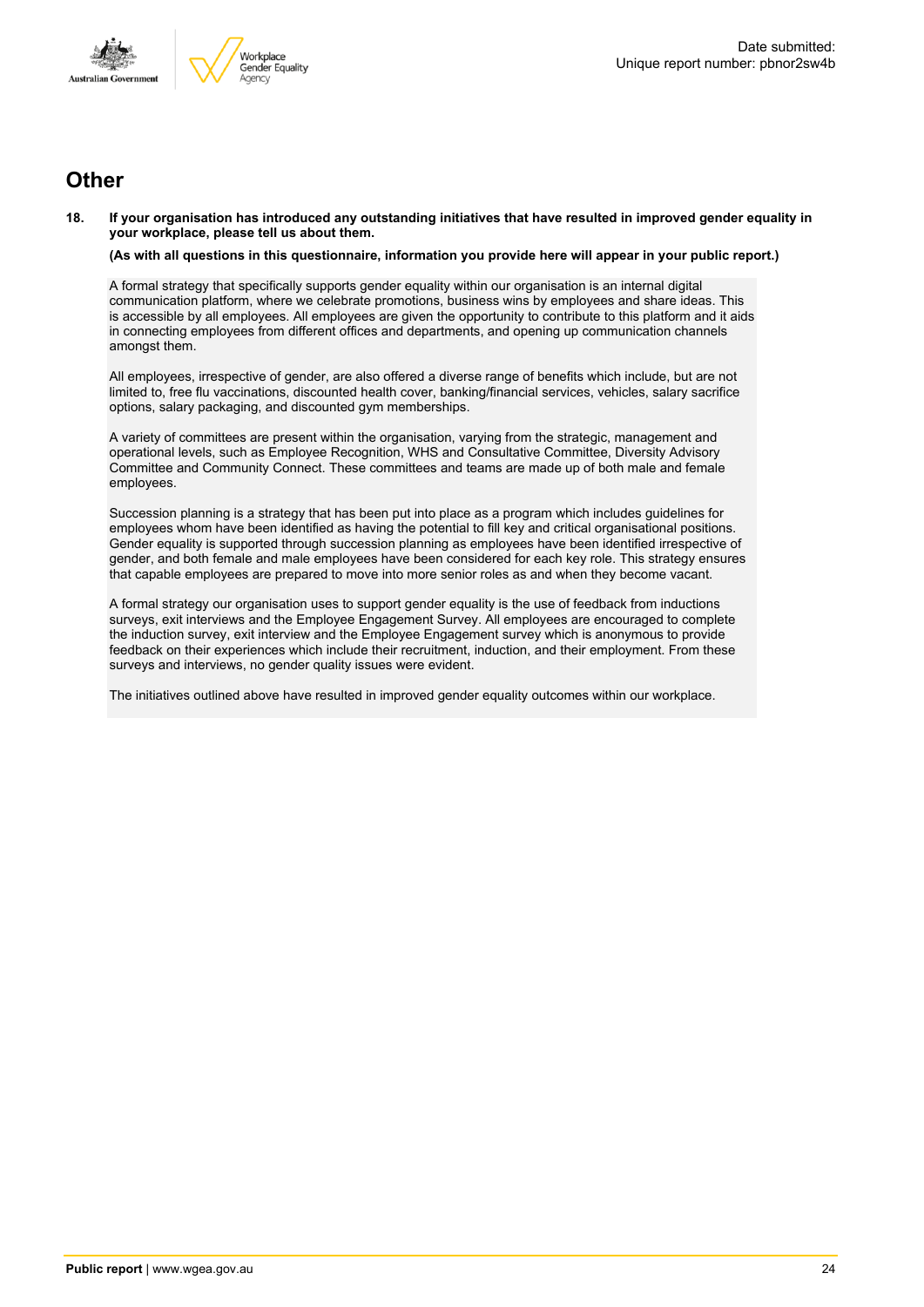## Other

**18. If your organisation has introduced any outstanding initiatives that have resulted in improved gender equality in your workplace, please tell us about them.**

**(As with all questions in this questionnaire, information you provide here will appear in your public report.)**

A formal strategy that specifically supports gender equality within our organisation is an internal digital communication platform, where we celebrate promotions, business wins by employees and share ideas. This is accessible by all employees. All employees are given the opportunity to contribute to this platform and it aids in connecting employees from different offices and departments, and opening up communication channels amongst them.

All employees, irrespective of gender, are also offered a diverse range of benefits which include, but are not limited to, free flu vaccinations, discounted health cover, banking/financial services, vehicles, salary sacrifice options, salary packaging, and discounted gym memberships.

A variety of committees are present within the organisation, varying from the strategic, management and operational levels, such as Employee Recognition, WHS and Consultative Committee, Diversity Advisory Committee and Community Connect. These committees and teams are made up of both male and female employees.

Succession planning is a strategy that has been put into place as a program which includes guidelines for employees whom have been identified as having the potential to fill key and critical organisational positions. Gender equality is supported through succession planning as employees have been identified irrespective of gender, and both female and male employees have been considered for each key role. This strategy ensures that capable employees are prepared to move into more senior roles as and when they become vacant.

A formal strategy our organisation uses to support gender equality is the use of feedback from inductions surveys, exit interviews and the Employee Engagement Survey. All employees are encouraged to complete the induction survey, exit interview and the Employee Engagement survey which is anonymous to provide feedback on their experiences which include their recruitment, induction, and their employment. From these surveys and interviews, no gender quality issues were evident.

The initiatives outlined above have resulted in improved gender equality outcomes within our workplace.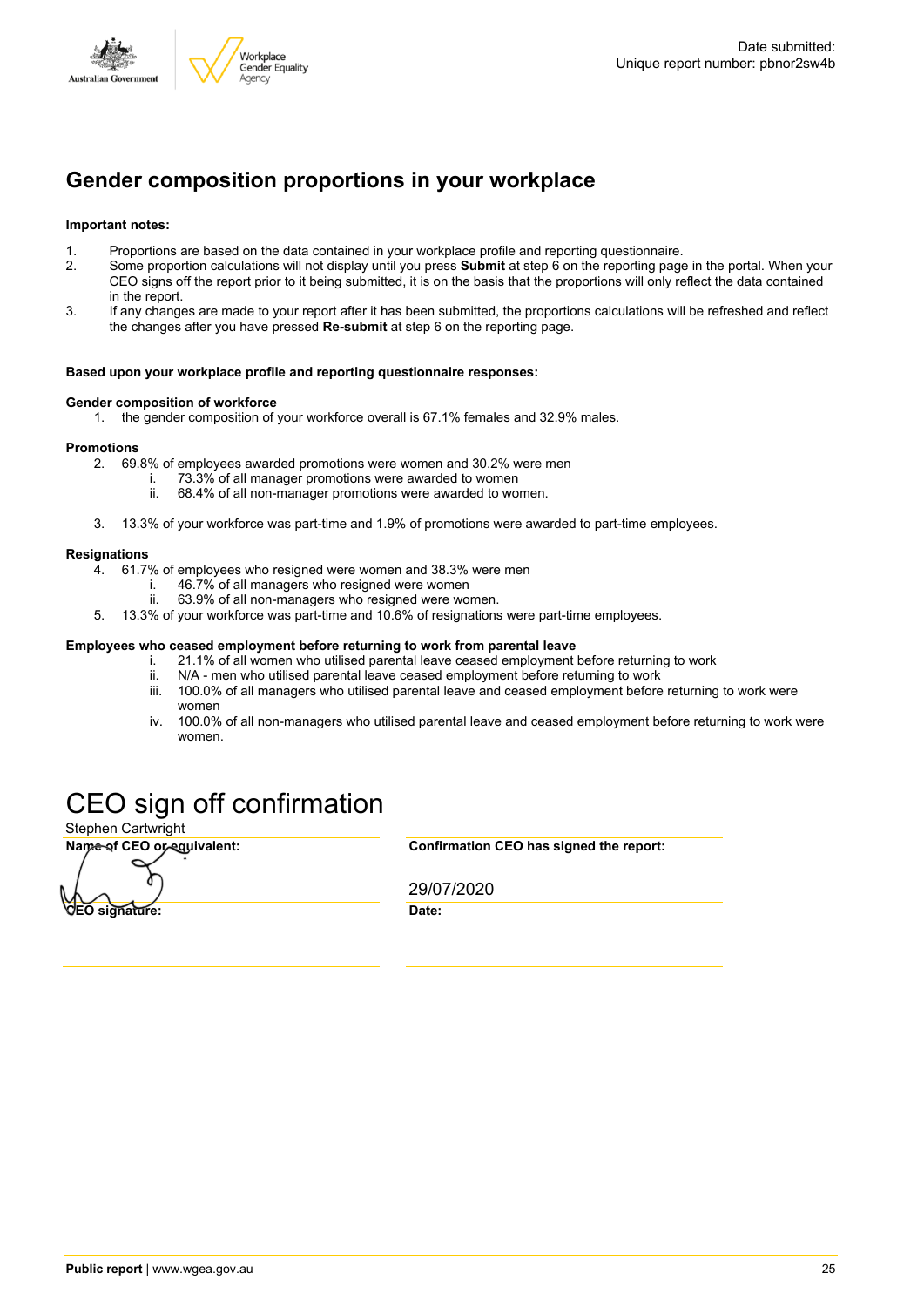Date submitted:
Unique report number: pbnor2sw4b

## Gender composition proportions in your workplace

**Important notes:**

1. Proportions are based on the data contained in your workplace profile and reporting questionnaire.
2. Some proportion calculations will not display until you press **Submit** at step 6 on the reporting page in the portal. When your CEO signs off the report prior to it being submitted, it is on the basis that the proportions will only reflect the data contained in the report.
3. If any changes are made to your report after it has been submitted, the proportions calculations will be refreshed and reflect the changes after you have pressed **Re-submit** at step 6 on the reporting page.

**Based upon your workplace profile and reporting questionnaire responses:**

**Gender composition of workforce**

1. the gender composition of your workforce overall is 67.1% females and 32.9% males.

**Promotions**

2. 69.8% of employees awarded promotions were women and 30.2% were men
   i. 73.3% of all manager promotions were awarded to women
   ii. 68.4% of all non-manager promotions were awarded to women.

3. 13.3% of your workforce was part-time and 1.9% of promotions were awarded to part-time employees.

**Resignations**

4. 61.7% of employees who resigned were women and 38.3% were men
   i. 46.7% of all managers who resigned were women
   ii. 63.9% of all non-managers who resigned were women.
5. 13.3% of your workforce was part-time and 10.6% of resignations were part-time employees.

**Employees who ceased employment before returning to work from parental leave**

i. 21.1% of all women who utilised parental leave ceased employment before returning to work
ii. N/A - men who utilised parental leave ceased employment before returning to work
iii. 100.0% of all managers who utilised parental leave and ceased employment before returning to work were women
iv. 100.0% of all non-managers who utilised parental leave and ceased employment before returning to work were women.

# CEO sign off confirmation

Stephen Cartwright
**Name of CEO or equivalent:**

**Confirmation CEO has signed the report:**

**CEO signature:**

29/07/2020
**Date:**